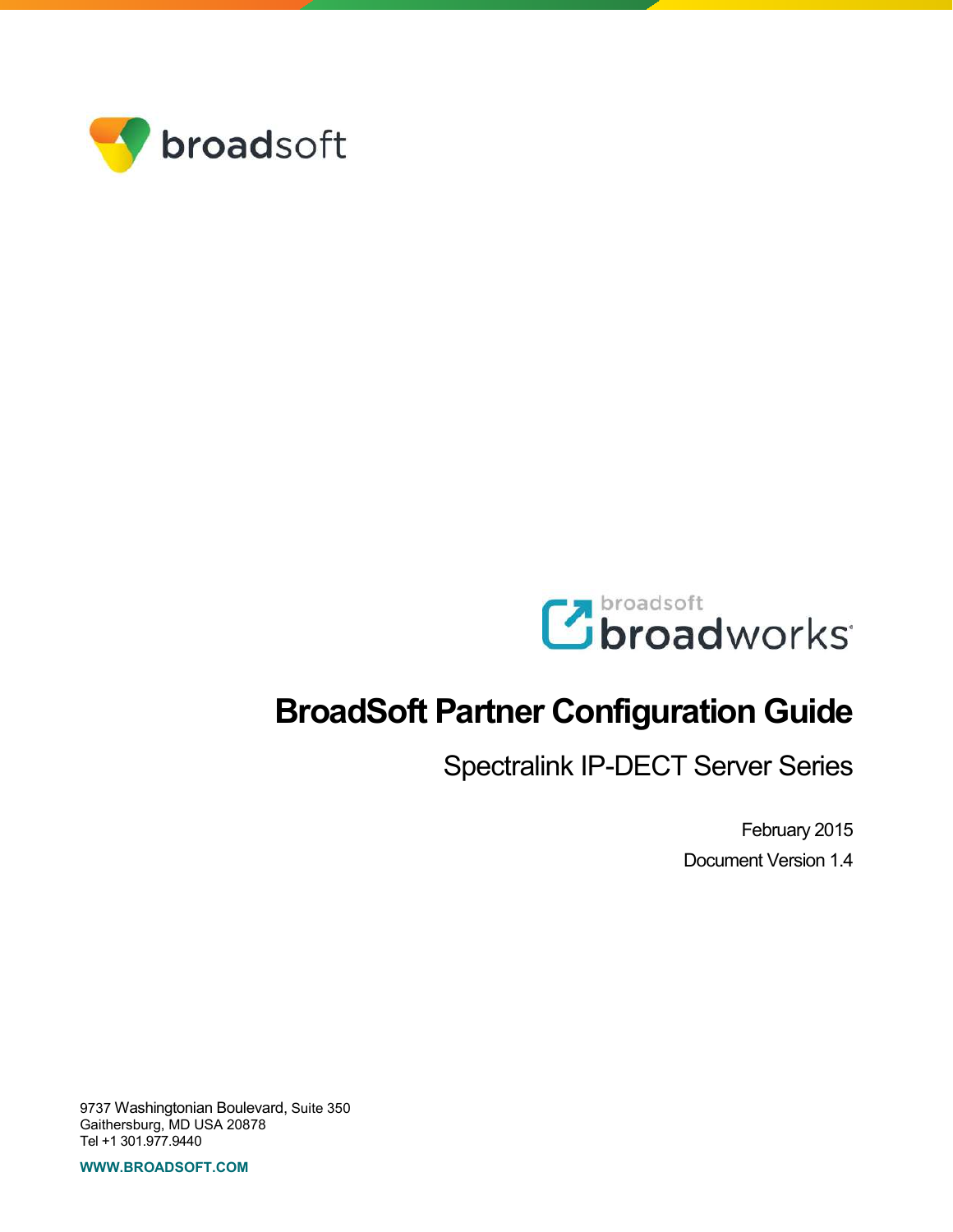broadsoft

broadsoft broadworks

# BroadSoft Partner Configuration Guide

## Spectralink IP-DECT Server Series

February 2015

Document Version 1.4

9737 Washingtonian Boulevard, Suite 350
Gaithersburg, MD USA 20878
Tel +1 301.977.9440

**WWW.BROADSOFT.COM**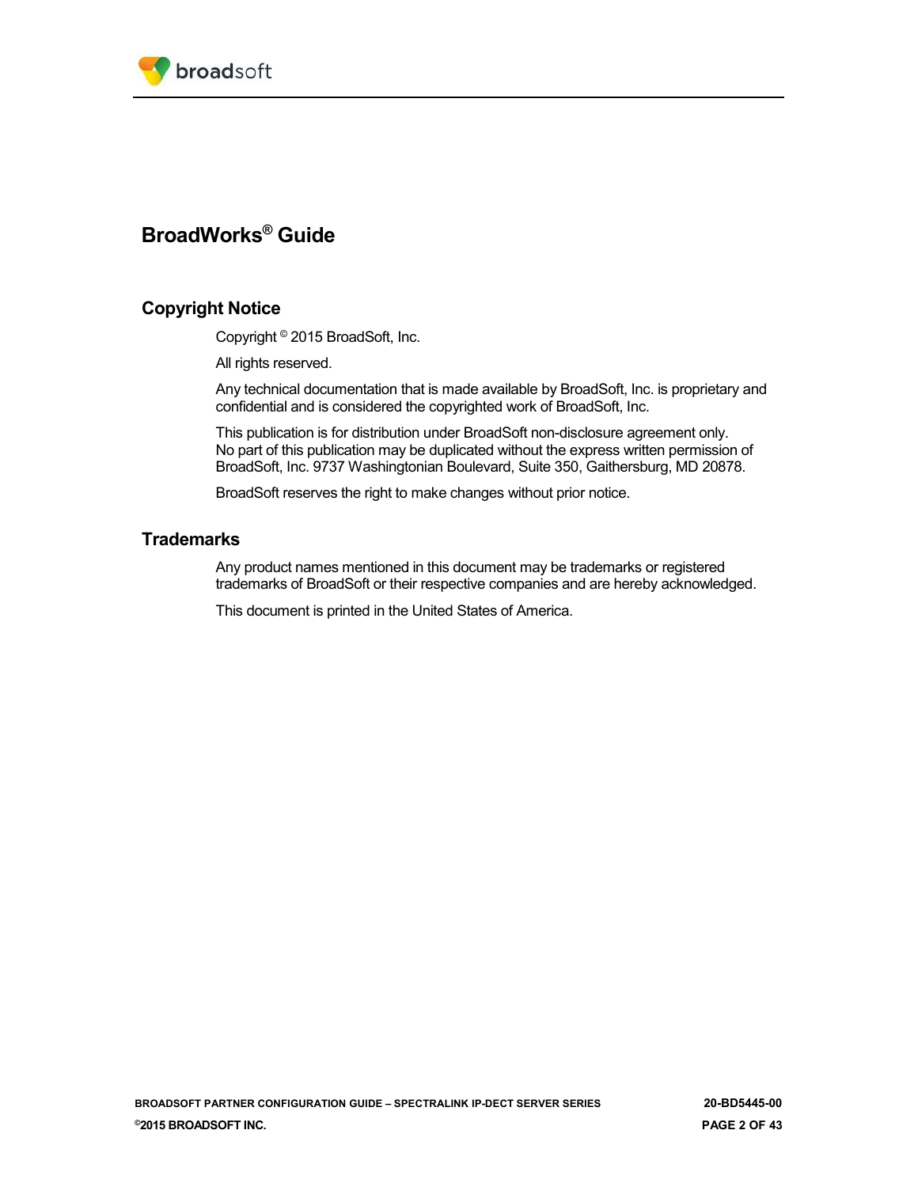# BroadWorks® Guide

## Copyright Notice

Copyright © 2015 BroadSoft, Inc.

All rights reserved.

Any technical documentation that is made available by BroadSoft, Inc. is proprietary and confidential and is considered the copyrighted work of BroadSoft, Inc.

This publication is for distribution under BroadSoft non-disclosure agreement only. No part of this publication may be duplicated without the express written permission of BroadSoft, Inc. 9737 Washingtonian Boulevard, Suite 350, Gaithersburg, MD 20878.

BroadSoft reserves the right to make changes without prior notice.

## Trademarks

Any product names mentioned in this document may be trademarks or registered trademarks of BroadSoft or their respective companies and are hereby acknowledged.

This document is printed in the United States of America.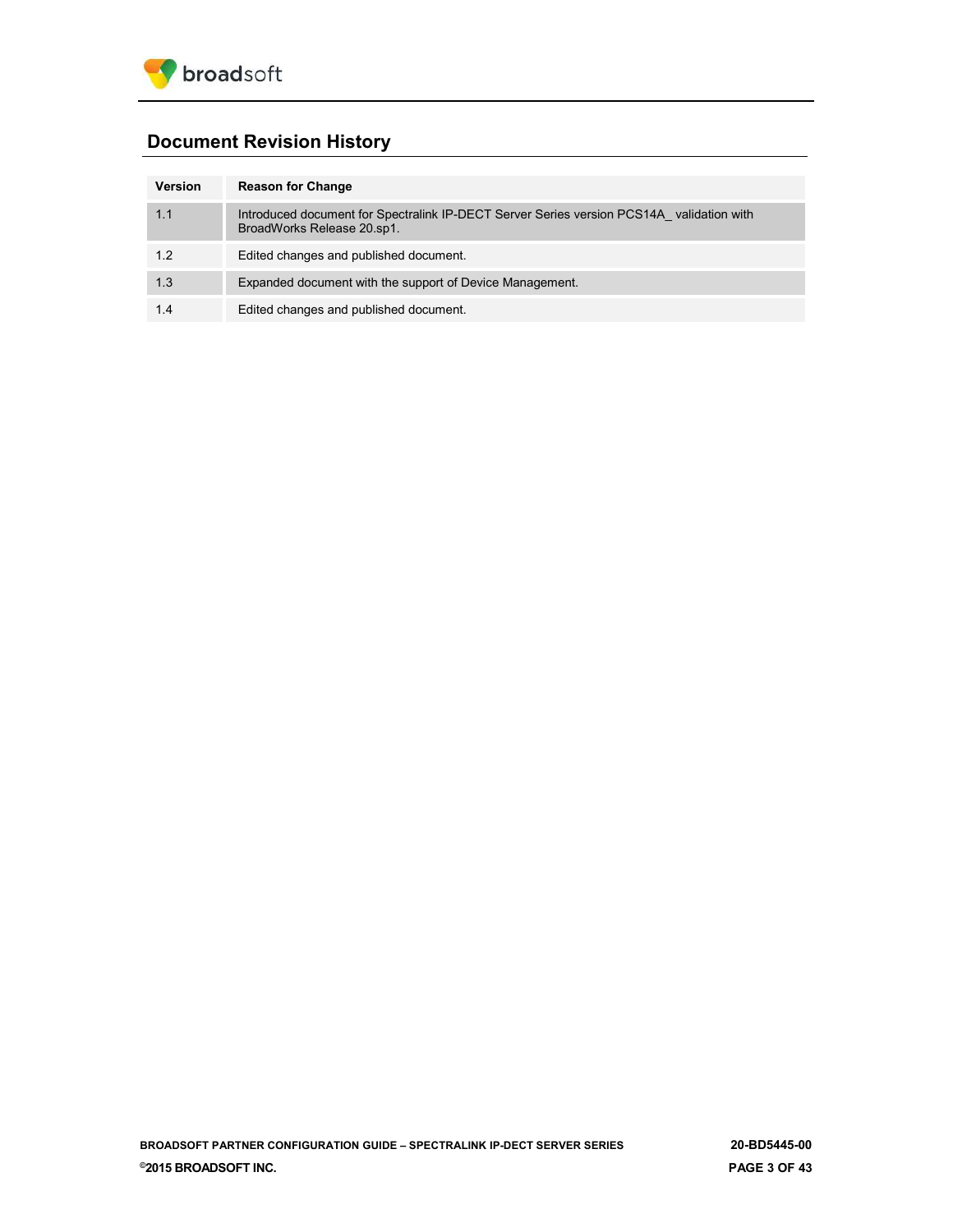## Document Revision History

| Version | Reason for Change |
| --- | --- |
| 1.1 | Introduced document for Spectralink IP-DECT Server Series version PCS14A_ validation with BroadWorks Release 20.sp1. |
| 1.2 | Edited changes and published document. |
| 1.3 | Expanded document with the support of Device Management. |
| 1.4 | Edited changes and published document. |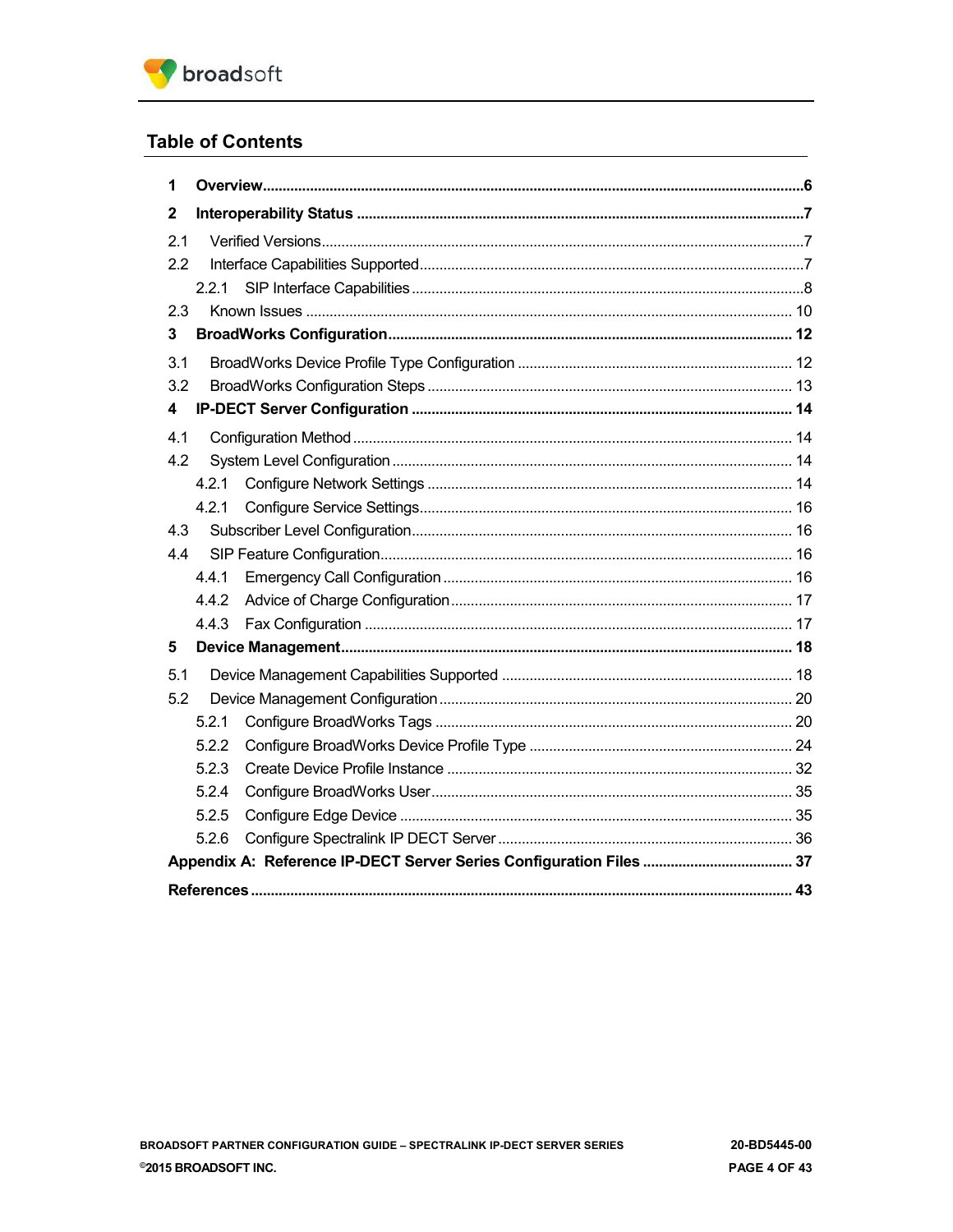## Table of Contents

**1 Overview......................................................................................................................6**

**2 Interoperability Status ..................................................................................................7**

2.1 Verified Versions.........................................................................................................7

2.2 Interface Capabilities Supported.................................................................................7

  2.2.1 SIP Interface Capabilities ......................................................................................8

2.3 Known Issues ............................................................................................................ 10

**3 BroadWorks Configuration......................................................................................... 12**

3.1 BroadWorks Device Profile Type Configuration ....................................................... 12

3.2 BroadWorks Configuration Steps ............................................................................. 13

**4 IP-DECT Server Configuration ................................................................................... 14**

4.1 Configuration Method ................................................................................................ 14

4.2 System Level Configuration ...................................................................................... 14

  4.2.1 Configure Network Settings ................................................................................ 14

  4.2.1 Configure Service Settings.................................................................................. 16

4.3 Subscriber Level Configuration.................................................................................. 16

4.4 SIP Feature Configuration.......................................................................................... 16

  4.4.1 Emergency Call Configuration ............................................................................ 16

  4.4.2 Advice of Charge Configuration........................................................................... 17

  4.4.3 Fax Configuration ................................................................................................ 17

**5 Device Management................................................................................................... 18**

5.1 Device Management Capabilities Supported ............................................................ 18

5.2 Device Management Configuration........................................................................... 20

  5.2.1 Configure BroadWorks Tags ............................................................................... 20

  5.2.2 Configure BroadWorks Device Profile Type ........................................................ 24

  5.2.3 Create Device Profile Instance ............................................................................ 32

  5.2.4 Configure BroadWorks User................................................................................ 35

  5.2.5 Configure Edge Device ........................................................................................ 35

  5.2.6 Configure Spectralink IP DECT Server................................................................ 36

**Appendix A: Reference IP-DECT Server Series Configuration Files ...................................... 37**

**References ......................................................................................................................... 43**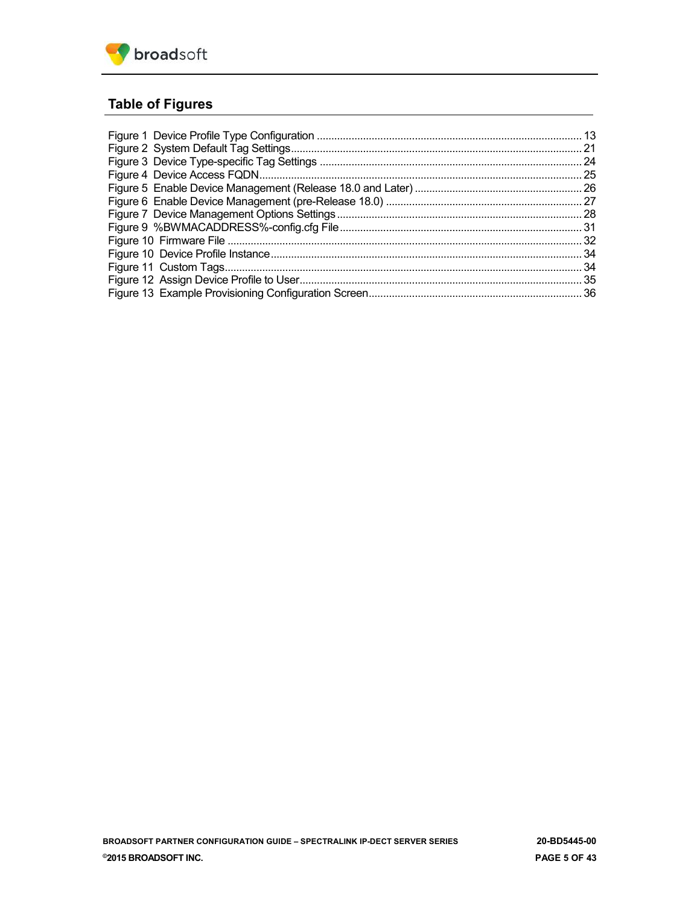## Table of Figures

Figure 1 Device Profile Type Configuration ........................................................................................... 13
Figure 2 System Default Tag Settings.................................................................................................... 21
Figure 3 Device Type-specific Tag Settings ........................................................................................... 24
Figure 4 Device Access FQDN............................................................................................................... 25
Figure 5 Enable Device Management (Release 18.0 and Later) ........................................................... 26
Figure 6 Enable Device Management (pre-Release 18.0) .................................................................... 27
Figure 7 Device Management Options Settings..................................................................................... 28
Figure 9 %BWMACADDRESS%-config.cfg File ................................................................................... 31
Figure 10 Firmware File .......................................................................................................................... 32
Figure 10 Device Profile Instance........................................................................................................... 34
Figure 11 Custom Tags........................................................................................................................... 34
Figure 12 Assign Device Profile to User................................................................................................. 35
Figure 13 Example Provisioning Configuration Screen......................................................................... 36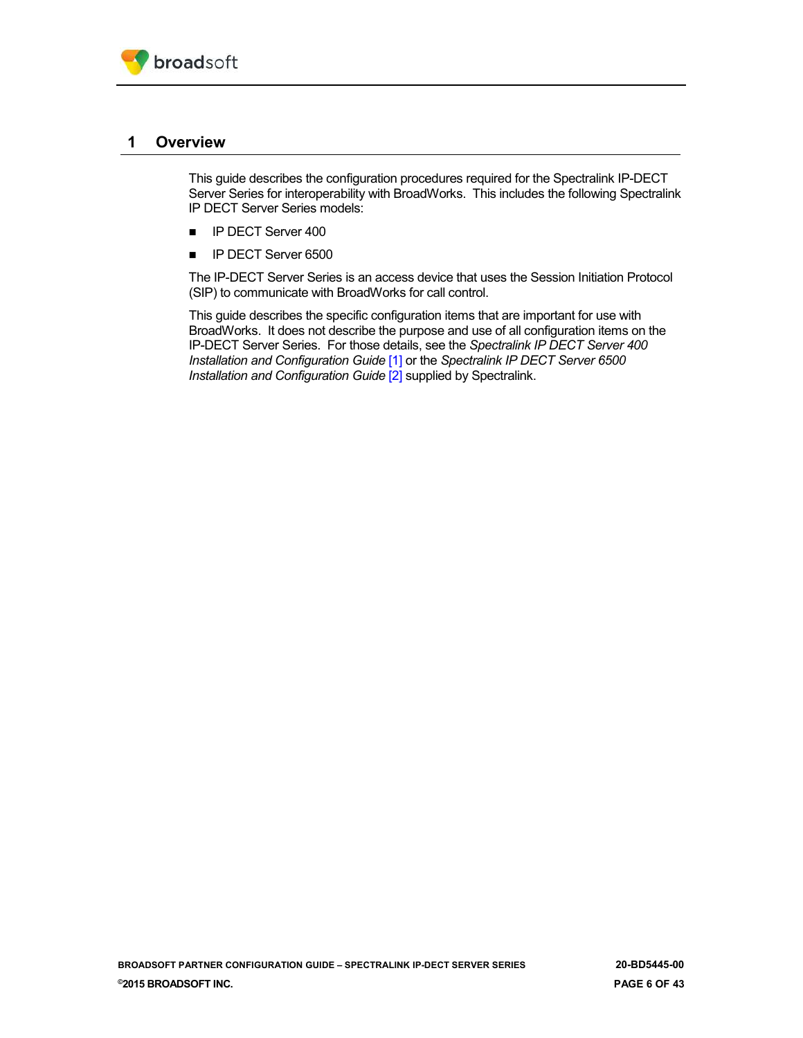# 1 Overview

This guide describes the configuration procedures required for the Spectralink IP-DECT Server Series for interoperability with BroadWorks. This includes the following Spectralink IP DECT Server Series models:

- IP DECT Server 400
- IP DECT Server 6500

The IP-DECT Server Series is an access device that uses the Session Initiation Protocol (SIP) to communicate with BroadWorks for call control.

This guide describes the specific configuration items that are important for use with BroadWorks. It does not describe the purpose and use of all configuration items on the IP-DECT Server Series. For those details, see the *Spectralink IP DECT Server 400 Installation and Configuration Guide* [1] or the *Spectralink IP DECT Server 6500 Installation and Configuration Guide* [2] supplied by Spectralink.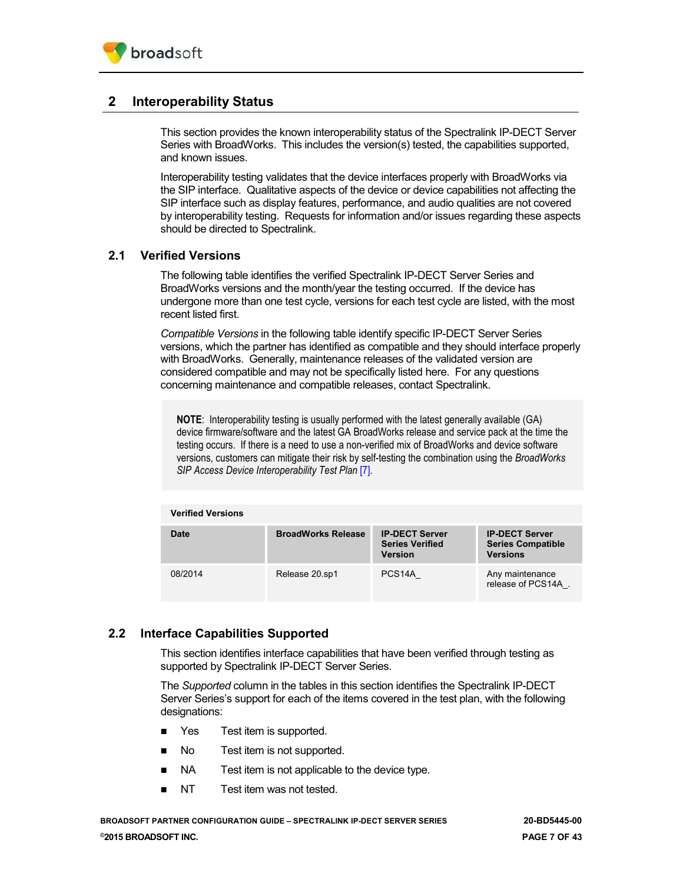## 2 Interoperability Status

This section provides the known interoperability status of the Spectralink IP-DECT Server Series with BroadWorks. This includes the version(s) tested, the capabilities supported, and known issues.

Interoperability testing validates that the device interfaces properly with BroadWorks via the SIP interface. Qualitative aspects of the device or device capabilities not affecting the SIP interface such as display features, performance, and audio qualities are not covered by interoperability testing. Requests for information and/or issues regarding these aspects should be directed to Spectralink.

### 2.1 Verified Versions

The following table identifies the verified Spectralink IP-DECT Server Series and BroadWorks versions and the month/year the testing occurred. If the device has undergone more than one test cycle, versions for each test cycle are listed, with the most recent listed first.

*Compatible Versions* in the following table identify specific IP-DECT Server Series versions, which the partner has identified as compatible and they should interface properly with BroadWorks. Generally, maintenance releases of the validated version are considered compatible and may not be specifically listed here. For any questions concerning maintenance and compatible releases, contact Spectralink.

> **NOTE**: Interoperability testing is usually performed with the latest generally available (GA) device firmware/software and the latest GA BroadWorks release and service pack at the time the testing occurs. If there is a need to use a non-verified mix of BroadWorks and device software versions, customers can mitigate their risk by self-testing the combination using the *BroadWorks SIP Access Device Interoperability Test Plan* [7].

**Verified Versions**

| Date | BroadWorks Release | IP-DECT Server Series Verified Version | IP-DECT Server Series Compatible Versions |
|---|---|---|---|
| 08/2014 | Release 20.sp1 | PCS14A_ | Any maintenance release of PCS14A_. |

### 2.2 Interface Capabilities Supported

This section identifies interface capabilities that have been verified through testing as supported by Spectralink IP-DECT Server Series.

The *Supported* column in the tables in this section identifies the Spectralink IP-DECT Server Series's support for each of the items covered in the test plan, with the following designations:

- Yes Test item is supported.
- No Test item is not supported.
- NA Test item is not applicable to the device type.
- NT Test item was not tested.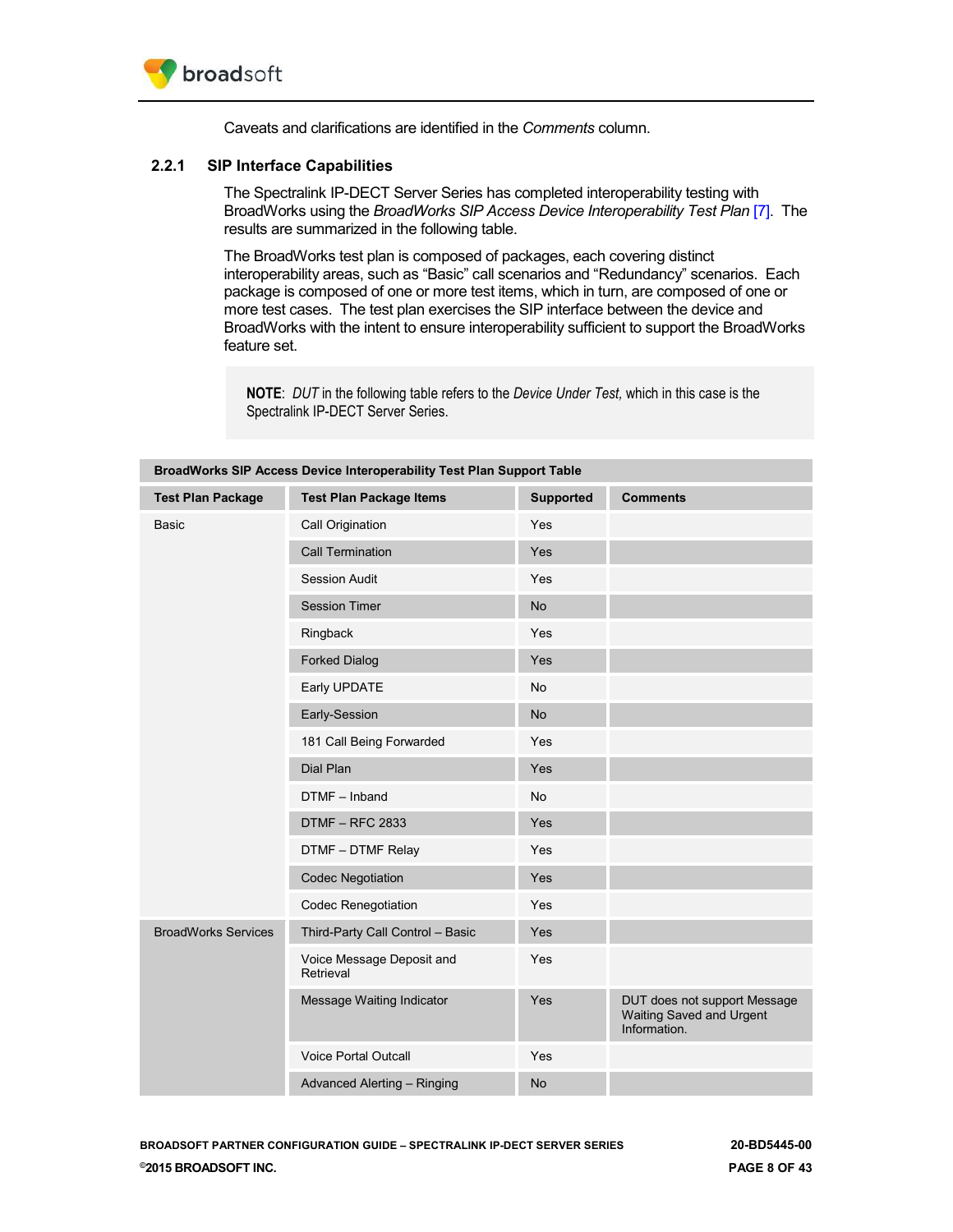Caveats and clarifications are identified in the *Comments* column.

### 2.2.1 SIP Interface Capabilities

The Spectralink IP-DECT Server Series has completed interoperability testing with BroadWorks using the *BroadWorks SIP Access Device Interoperability Test Plan* [7]. The results are summarized in the following table.

The BroadWorks test plan is composed of packages, each covering distinct interoperability areas, such as "Basic" call scenarios and "Redundancy" scenarios. Each package is composed of one or more test items, which in turn, are composed of one or more test cases. The test plan exercises the SIP interface between the device and BroadWorks with the intent to ensure interoperability sufficient to support the BroadWorks feature set.

> **NOTE**: *DUT* in the following table refers to the *Device Under Test,* which in this case is the Spectralink IP-DECT Server Series.

| **BroadWorks SIP Access Device Interoperability Test Plan Support Table** | | | |
|---|---|---|---|
| **Test Plan Package** | **Test Plan Package Items** | **Supported** | **Comments** |
| Basic | Call Origination | Yes | |
| | Call Termination | Yes | |
| | Session Audit | Yes | |
| | Session Timer | No | |
| | Ringback | Yes | |
| | Forked Dialog | Yes | |
| | Early UPDATE | No | |
| | Early-Session | No | |
| | 181 Call Being Forwarded | Yes | |
| | Dial Plan | Yes | |
| | DTMF – Inband | No | |
| | DTMF – RFC 2833 | Yes | |
| | DTMF – DTMF Relay | Yes | |
| | Codec Negotiation | Yes | |
| | Codec Renegotiation | Yes | |
| BroadWorks Services | Third-Party Call Control – Basic | Yes | |
| | Voice Message Deposit and Retrieval | Yes | |
| | Message Waiting Indicator | Yes | DUT does not support Message Waiting Saved and Urgent Information. |
| | Voice Portal Outcall | Yes | |
| | Advanced Alerting – Ringing | No | |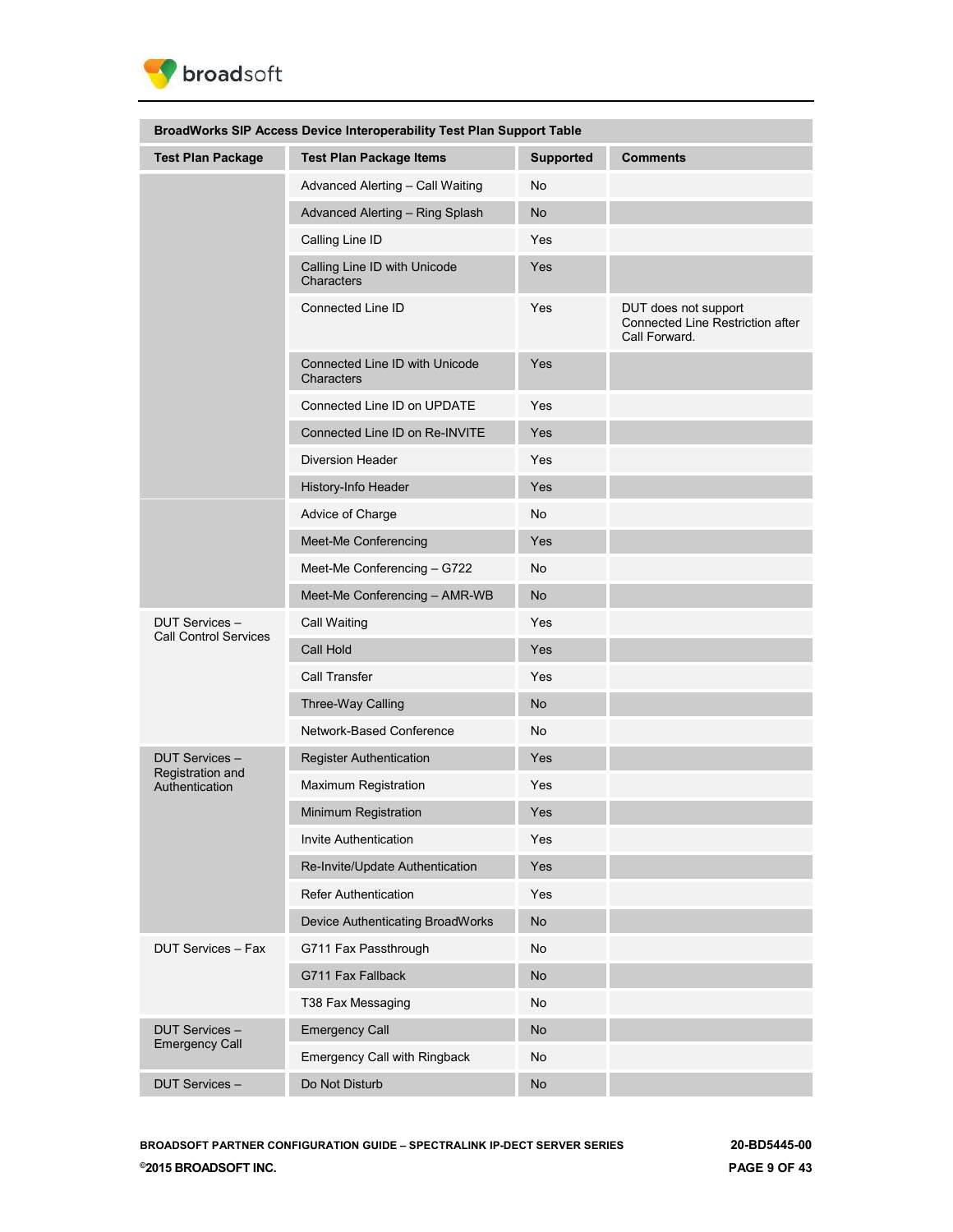| BroadWorks SIP Access Device Interoperability Test Plan Support Table | | | |
|---|---|---|---|
| **Test Plan Package** | **Test Plan Package Items** | **Supported** | **Comments** |
| | Advanced Alerting – Call Waiting | No | |
| | Advanced Alerting – Ring Splash | No | |
| | Calling Line ID | Yes | |
| | Calling Line ID with Unicode Characters | Yes | |
| | Connected Line ID | Yes | DUT does not support Connected Line Restriction after Call Forward. |
| | Connected Line ID with Unicode Characters | Yes | |
| | Connected Line ID on UPDATE | Yes | |
| | Connected Line ID on Re-INVITE | Yes | |
| | Diversion Header | Yes | |
| | History-Info Header | Yes | |
| | Advice of Charge | No | |
| | Meet-Me Conferencing | Yes | |
| | Meet-Me Conferencing – G722 | No | |
| | Meet-Me Conferencing – AMR-WB | No | |
| DUT Services – Call Control Services | Call Waiting | Yes | |
| | Call Hold | Yes | |
| | Call Transfer | Yes | |
| | Three-Way Calling | No | |
| | Network-Based Conference | No | |
| DUT Services – Registration and Authentication | Register Authentication | Yes | |
| | Maximum Registration | Yes | |
| | Minimum Registration | Yes | |
| | Invite Authentication | Yes | |
| | Re-Invite/Update Authentication | Yes | |
| | Refer Authentication | Yes | |
| | Device Authenticating BroadWorks | No | |
| DUT Services – Fax | G711 Fax Passthrough | No | |
| | G711 Fax Fallback | No | |
| | T38 Fax Messaging | No | |
| DUT Services – Emergency Call | Emergency Call | No | |
| | Emergency Call with Ringback | No | |
| DUT Services – | Do Not Disturb | No | |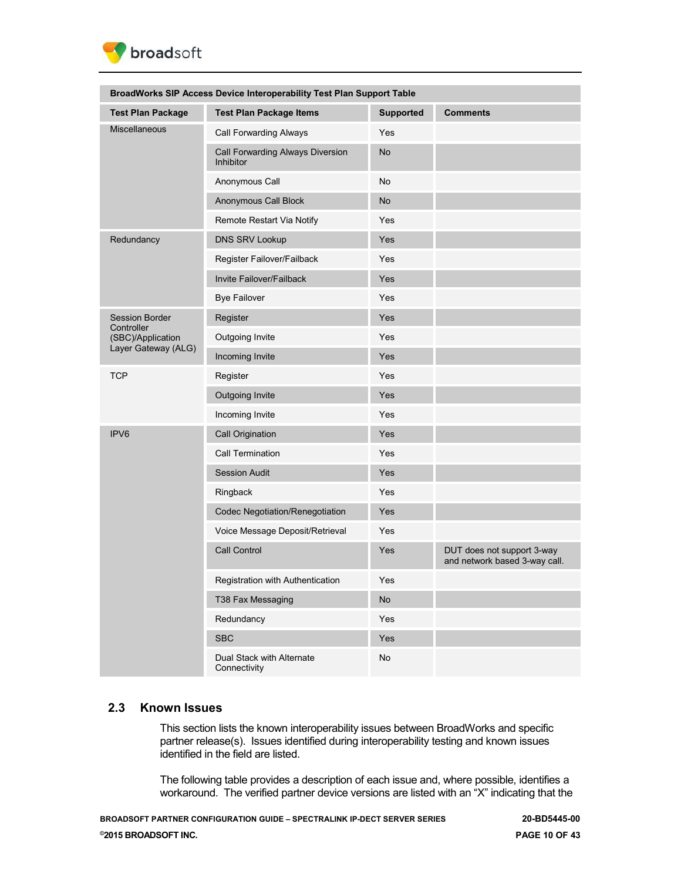| BroadWorks SIP Access Device Interoperability Test Plan Support Table | | | |
|---|---|---|---|
| **Test Plan Package** | **Test Plan Package Items** | **Supported** | **Comments** |
| Miscellaneous | Call Forwarding Always | Yes | |
| | Call Forwarding Always Diversion Inhibitor | No | |
| | Anonymous Call | No | |
| | Anonymous Call Block | No | |
| | Remote Restart Via Notify | Yes | |
| Redundancy | DNS SRV Lookup | Yes | |
| | Register Failover/Failback | Yes | |
| | Invite Failover/Failback | Yes | |
| | Bye Failover | Yes | |
| Session Border Controller (SBC)/Application Layer Gateway (ALG) | Register | Yes | |
| | Outgoing Invite | Yes | |
| | Incoming Invite | Yes | |
| TCP | Register | Yes | |
| | Outgoing Invite | Yes | |
| | Incoming Invite | Yes | |
| IPV6 | Call Origination | Yes | |
| | Call Termination | Yes | |
| | Session Audit | Yes | |
| | Ringback | Yes | |
| | Codec Negotiation/Renegotiation | Yes | |
| | Voice Message Deposit/Retrieval | Yes | |
| | Call Control | Yes | DUT does not support 3-way and network based 3-way call. |
| | Registration with Authentication | Yes | |
| | T38 Fax Messaging | No | |
| | Redundancy | Yes | |
| | SBC | Yes | |
| | Dual Stack with Alternate Connectivity | No | |

## 2.3 Known Issues

This section lists the known interoperability issues between BroadWorks and specific partner release(s). Issues identified during interoperability testing and known issues identified in the field are listed.

The following table provides a description of each issue and, where possible, identifies a workaround. The verified partner device versions are listed with an "X" indicating that the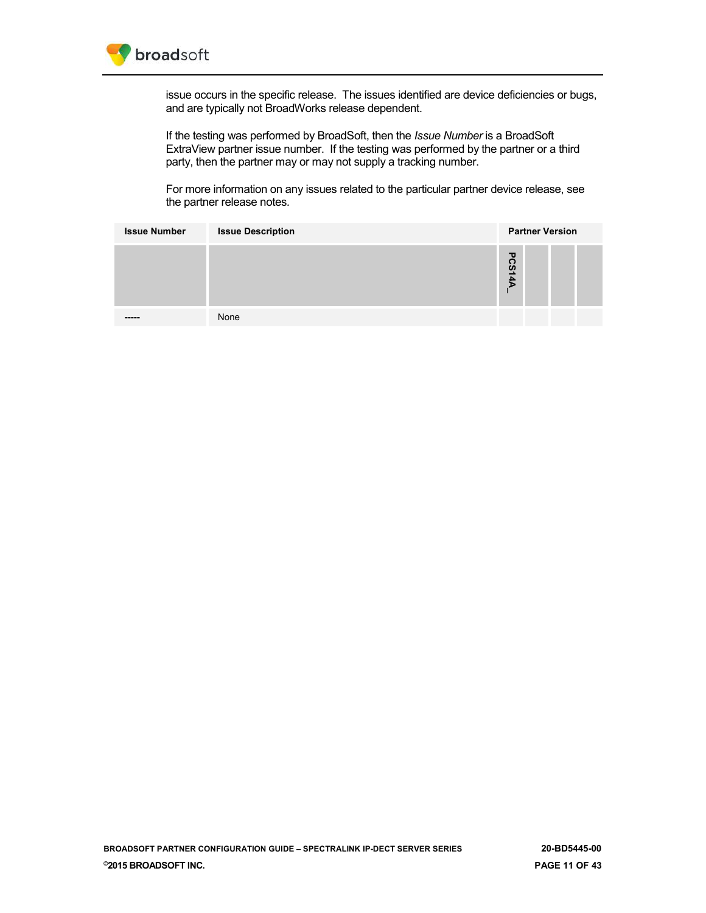issue occurs in the specific release. The issues identified are device deficiencies or bugs, and are typically not BroadWorks release dependent.

If the testing was performed by BroadSoft, then the *Issue Number* is a BroadSoft ExtraView partner issue number. If the testing was performed by the partner or a third party, then the partner may or may not supply a tracking number.

For more information on any issues related to the particular partner device release, see the partner release notes.

| Issue Number | Issue Description | Partner Version | | | |
|---|---|---|---|---|---|
| | | PCS14A_ | | | |
| ----- | None | | | | |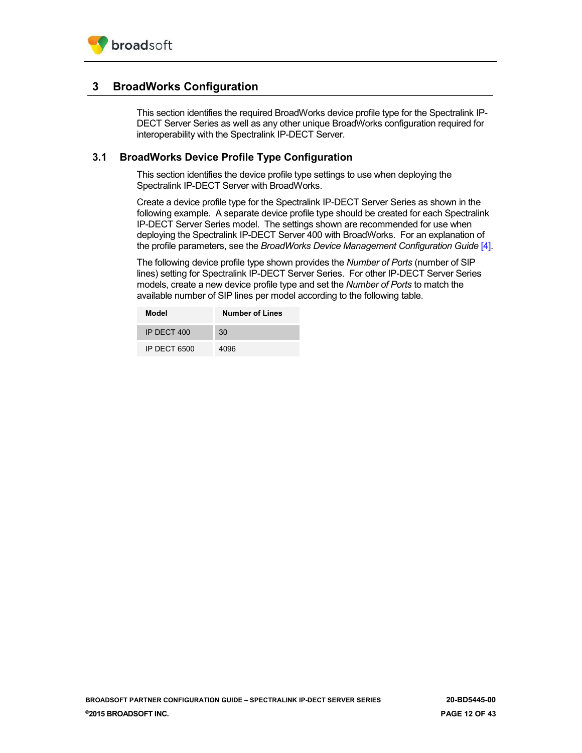# 3 BroadWorks Configuration

This section identifies the required BroadWorks device profile type for the Spectralink IP-DECT Server Series as well as any other unique BroadWorks configuration required for interoperability with the Spectralink IP-DECT Server.

## 3.1 BroadWorks Device Profile Type Configuration

This section identifies the device profile type settings to use when deploying the Spectralink IP-DECT Server with BroadWorks.

Create a device profile type for the Spectralink IP-DECT Server Series as shown in the following example. A separate device profile type should be created for each Spectralink IP-DECT Server Series model. The settings shown are recommended for use when deploying the Spectralink IP-DECT Server 400 with BroadWorks. For an explanation of the profile parameters, see the *BroadWorks Device Management Configuration Guide* [4].

The following device profile type shown provides the *Number of Ports* (number of SIP lines) setting for Spectralink IP-DECT Server Series. For other IP-DECT Server Series models, create a new device profile type and set the *Number of Ports* to match the available number of SIP lines per model according to the following table.

| Model | Number of Lines |
|---|---|
| IP DECT 400 | 30 |
| IP DECT 6500 | 4096 |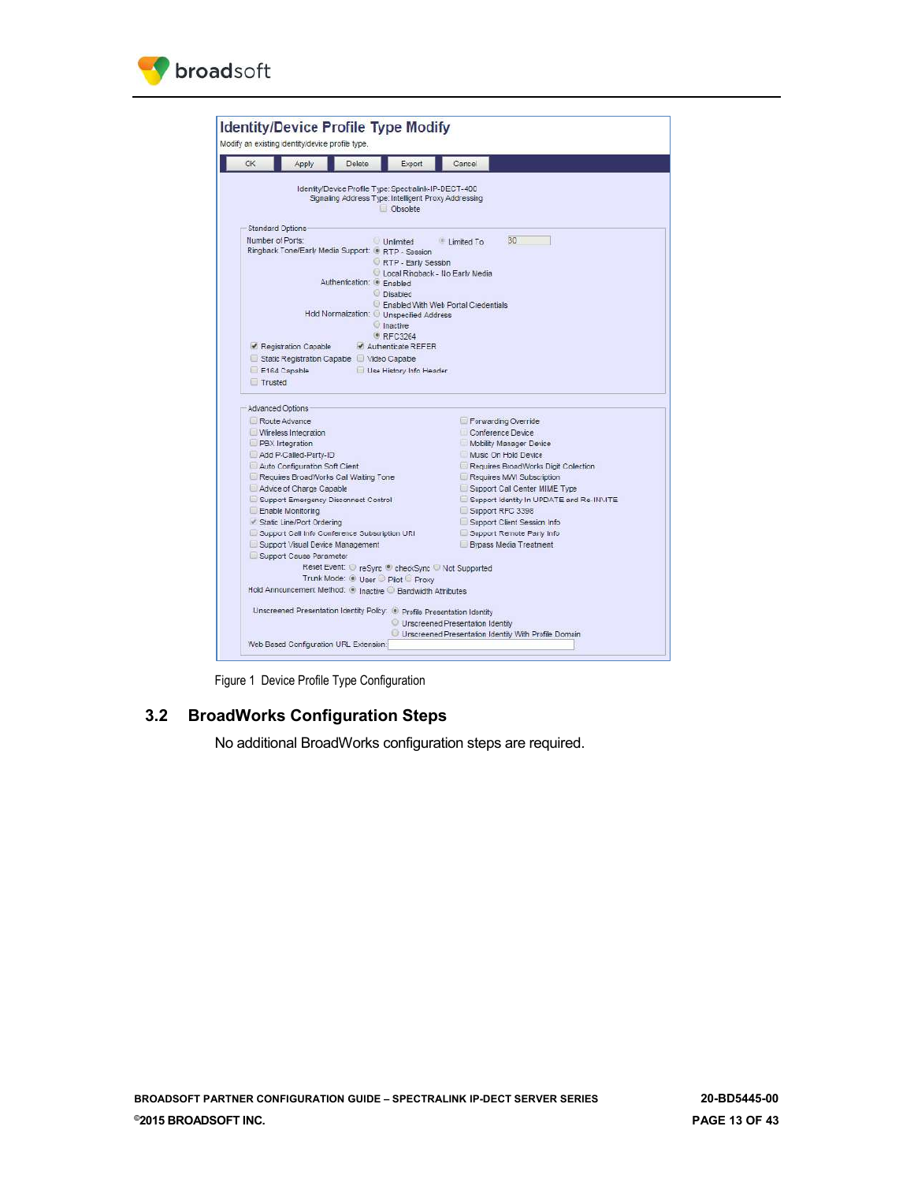Figure 1 Device Profile Type Configuration

## 3.2 BroadWorks Configuration Steps

No additional BroadWorks configuration steps are required.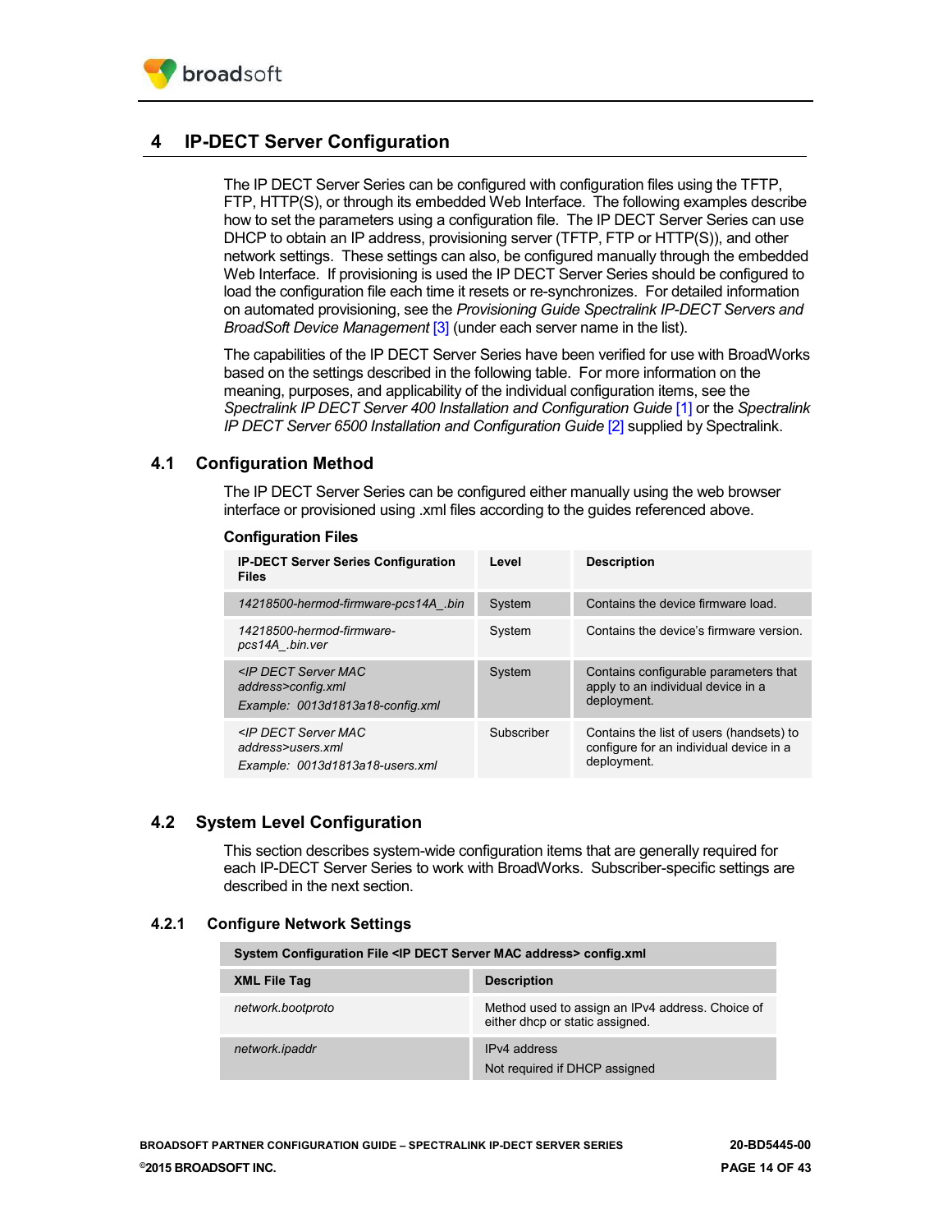# 4 IP-DECT Server Configuration

The IP DECT Server Series can be configured with configuration files using the TFTP, FTP, HTTP(S), or through its embedded Web Interface. The following examples describe how to set the parameters using a configuration file. The IP DECT Server Series can use DHCP to obtain an IP address, provisioning server (TFTP, FTP or HTTP(S)), and other network settings. These settings can also, be configured manually through the embedded Web Interface. If provisioning is used the IP DECT Server Series should be configured to load the configuration file each time it resets or re-synchronizes. For detailed information on automated provisioning, see the *Provisioning Guide Spectralink IP-DECT Servers and BroadSoft Device Management* [3] (under each server name in the list).

The capabilities of the IP DECT Server Series have been verified for use with BroadWorks based on the settings described in the following table. For more information on the meaning, purposes, and applicability of the individual configuration items, see the *Spectralink IP DECT Server 400 Installation and Configuration Guide* [1] or the *Spectralink IP DECT Server 6500 Installation and Configuration Guide* [2] supplied by Spectralink.

## 4.1 Configuration Method

The IP DECT Server Series can be configured either manually using the web browser interface or provisioned using .xml files according to the guides referenced above.

**Configuration Files**

| IP-DECT Server Series Configuration Files | Level | Description |
|---|---|---|
| *14218500-hermod-firmware-pcs14A_.bin* | System | Contains the device firmware load. |
| *14218500-hermod-firmware-pcs14A_.bin.ver* | System | Contains the device's firmware version. |
| *<IP DECT Server MAC address>config.xml*<br>*Example: 0013d1813a18-config.xml* | System | Contains configurable parameters that apply to an individual device in a deployment. |
| *<IP DECT Server MAC address>users.xml*<br>*Example: 0013d1813a18-users.xml* | Subscriber | Contains the list of users (handsets) to configure for an individual device in a deployment. |

## 4.2 System Level Configuration

This section describes system-wide configuration items that are generally required for each IP-DECT Server Series to work with BroadWorks. Subscriber-specific settings are described in the next section.

### 4.2.1 Configure Network Settings

| System Configuration File <IP DECT Server MAC address> config.xml | |
|---|---|
| **XML File Tag** | **Description** |
| *network.bootproto* | Method used to assign an IPv4 address. Choice of either dhcp or static assigned. |
| *network.ipaddr* | IPv4 address<br>Not required if DHCP assigned |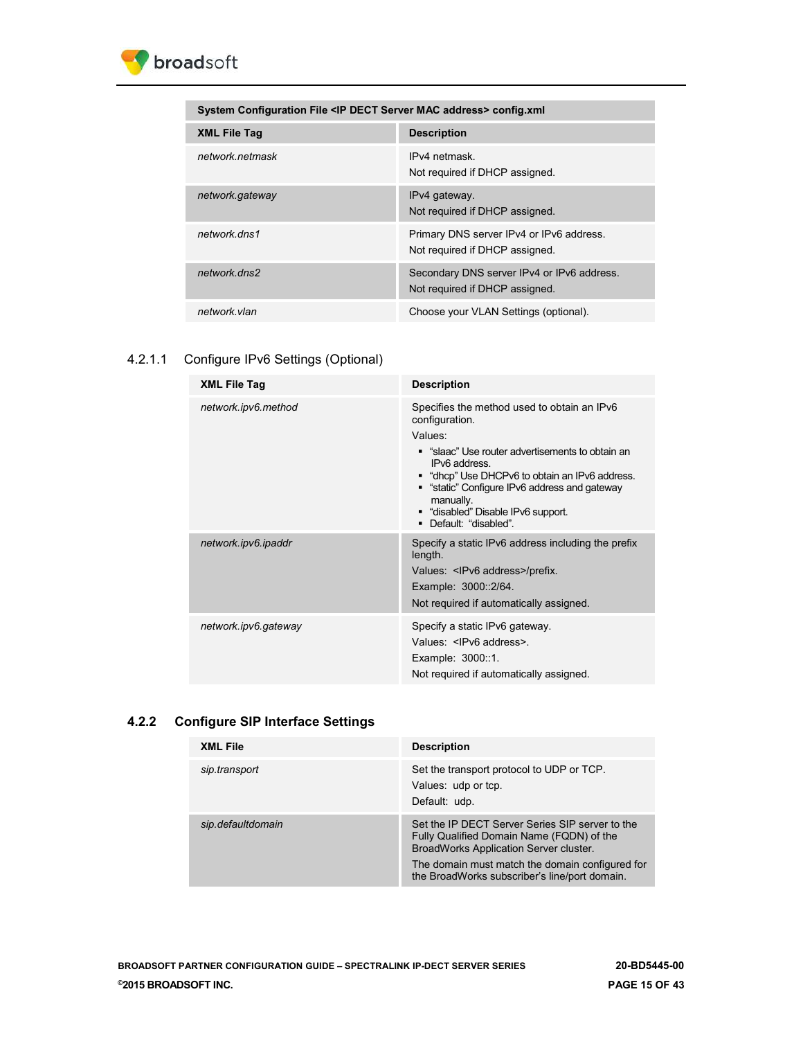| System Configuration File <IP DECT Server MAC address> config.xml | |
|---|---|
| **XML File Tag** | **Description** |
| *network.netmask* | IPv4 netmask.<br>Not required if DHCP assigned. |
| *network.gateway* | IPv4 gateway.<br>Not required if DHCP assigned. |
| *network.dns1* | Primary DNS server IPv4 or IPv6 address.<br>Not required if DHCP assigned. |
| *network.dns2* | Secondary DNS server IPv4 or IPv6 address.<br>Not required if DHCP assigned. |
| *network.vlan* | Choose your VLAN Settings (optional). |

#### 4.2.1.1 Configure IPv6 Settings (Optional)

| XML File Tag | Description |
|---|---|
| *network.ipv6.method* | Specifies the method used to obtain an IPv6 configuration.<br>Values:<br>▪ "slaac" Use router advertisements to obtain an IPv6 address.<br>▪ "dhcp" Use DHCPv6 to obtain an IPv6 address.<br>▪ "static" Configure IPv6 address and gateway manually.<br>▪ "disabled" Disable IPv6 support.<br>▪ Default: "disabled". |
| *network.ipv6.ipaddr* | Specify a static IPv6 address including the prefix length.<br>Values: <IPv6 address>/prefix.<br>Example: 3000::2/64.<br>Not required if automatically assigned. |
| *network.ipv6.gateway* | Specify a static IPv6 gateway.<br>Values: <IPv6 address>.<br>Example: 3000::1.<br>Not required if automatically assigned. |

### 4.2.2 Configure SIP Interface Settings

| XML File | Description |
|---|---|
| *sip.transport* | Set the transport protocol to UDP or TCP.<br>Values: udp or tcp.<br>Default: udp. |
| *sip.defaultdomain* | Set the IP DECT Server Series SIP server to the Fully Qualified Domain Name (FQDN) of the BroadWorks Application Server cluster.<br>The domain must match the domain configured for the BroadWorks subscriber's line/port domain. |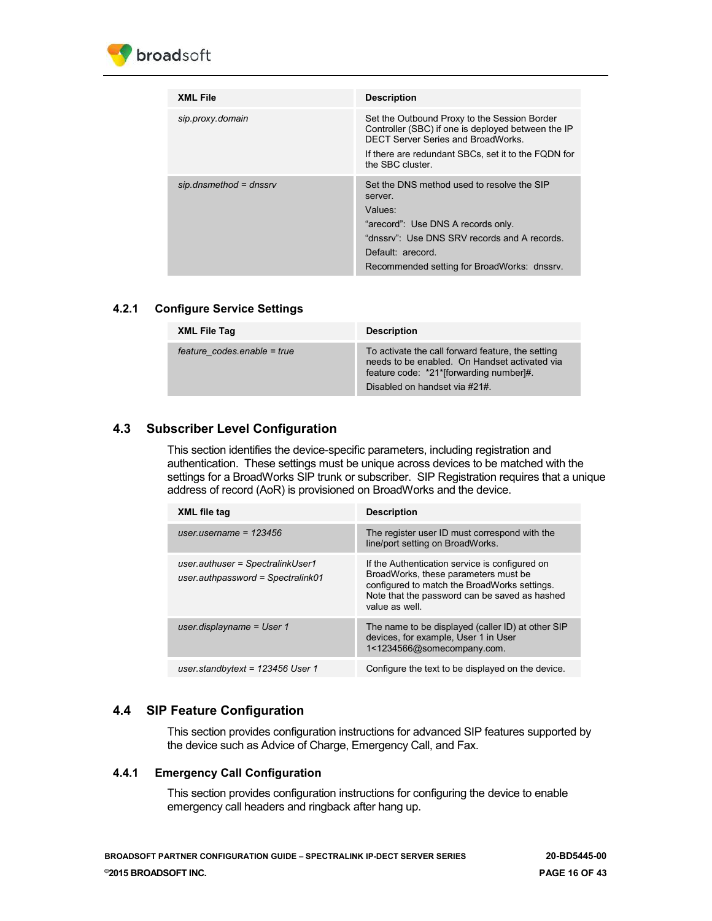| XML File | Description |
| --- | --- |
| *sip.proxy.domain* | Set the Outbound Proxy to the Session Border Controller (SBC) if one is deployed between the IP DECT Server Series and BroadWorks.<br>If there are redundant SBCs, set it to the FQDN for the SBC cluster. |
| *sip.dnsmethod = dnssrv* | Set the DNS method used to resolve the SIP server.<br>Values:<br>"arecord": Use DNS A records only.<br>"dnssrv": Use DNS SRV records and A records.<br>Default: arecord.<br>Recommended setting for BroadWorks: dnssrv. |

### 4.2.1 Configure Service Settings

| XML File Tag | Description |
| --- | --- |
| *feature_codes.enable = true* | To activate the call forward feature, the setting needs to be enabled. On Handset activated via feature code: *21*[forwarding number]#.<br>Disabled on handset via #21#. |

## 4.3 Subscriber Level Configuration

This section identifies the device-specific parameters, including registration and authentication. These settings must be unique across devices to be matched with the settings for a BroadWorks SIP trunk or subscriber. SIP Registration requires that a unique address of record (AoR) is provisioned on BroadWorks and the device.

| XML file tag | Description |
| --- | --- |
| *user.username = 123456* | The register user ID must correspond with the line/port setting on BroadWorks. |
| *user.authuser = SpectralinkUser1*<br>*user.authpassword = Spectralink01* | If the Authentication service is configured on BroadWorks, these parameters must be configured to match the BroadWorks settings. Note that the password can be saved as hashed value as well. |
| *user.displayname = User 1* | The name to be displayed (caller ID) at other SIP devices, for example, User 1 in User 1<1234566@somecompany.com. |
| *user.standbytext = 123456 User 1* | Configure the text to be displayed on the device. |

## 4.4 SIP Feature Configuration

This section provides configuration instructions for advanced SIP features supported by the device such as Advice of Charge, Emergency Call, and Fax.

### 4.4.1 Emergency Call Configuration

This section provides configuration instructions for configuring the device to enable emergency call headers and ringback after hang up.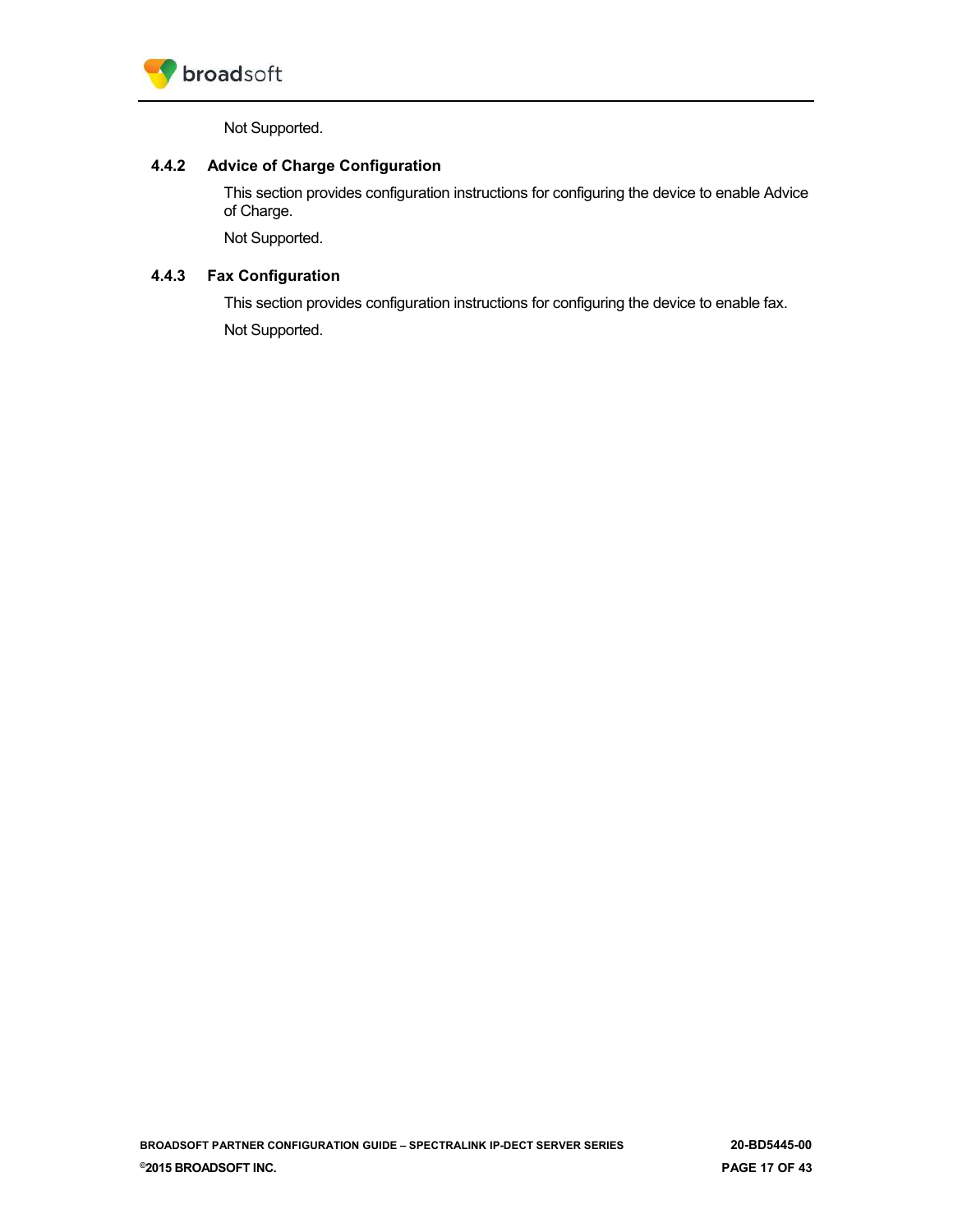Not Supported.

### 4.4.2 Advice of Charge Configuration

This section provides configuration instructions for configuring the device to enable Advice of Charge.

Not Supported.

### 4.4.3 Fax Configuration

This section provides configuration instructions for configuring the device to enable fax.

Not Supported.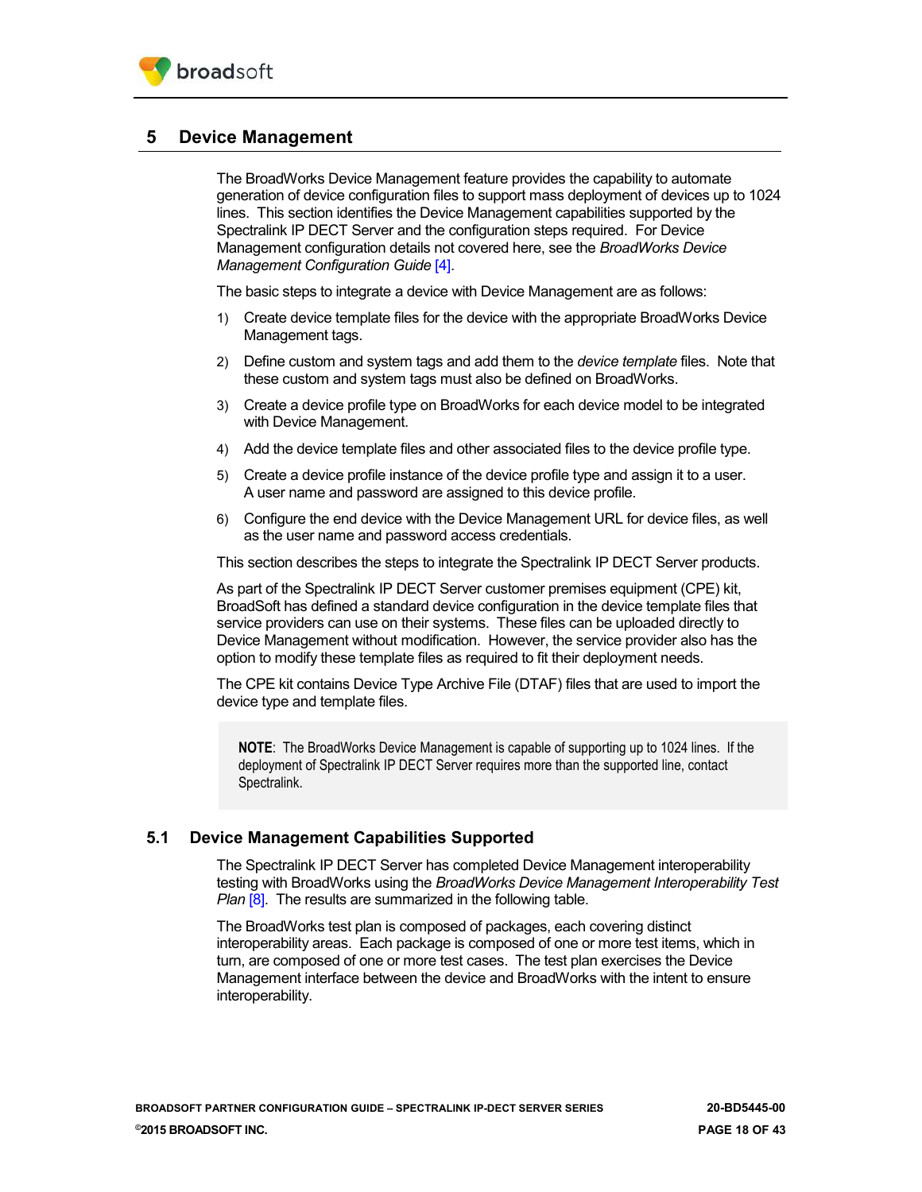# 5 Device Management

The BroadWorks Device Management feature provides the capability to automate generation of device configuration files to support mass deployment of devices up to 1024 lines. This section identifies the Device Management capabilities supported by the Spectralink IP DECT Server and the configuration steps required. For Device Management configuration details not covered here, see the *BroadWorks Device Management Configuration Guide* [4].

The basic steps to integrate a device with Device Management are as follows:

1) Create device template files for the device with the appropriate BroadWorks Device Management tags.
2) Define custom and system tags and add them to the *device template* files. Note that these custom and system tags must also be defined on BroadWorks.
3) Create a device profile type on BroadWorks for each device model to be integrated with Device Management.
4) Add the device template files and other associated files to the device profile type.
5) Create a device profile instance of the device profile type and assign it to a user. A user name and password are assigned to this device profile.
6) Configure the end device with the Device Management URL for device files, as well as the user name and password access credentials.

This section describes the steps to integrate the Spectralink IP DECT Server products.

As part of the Spectralink IP DECT Server customer premises equipment (CPE) kit, BroadSoft has defined a standard device configuration in the device template files that service providers can use on their systems. These files can be uploaded directly to Device Management without modification. However, the service provider also has the option to modify these template files as required to fit their deployment needs.

The CPE kit contains Device Type Archive File (DTAF) files that are used to import the device type and template files.

> **NOTE**: The BroadWorks Device Management is capable of supporting up to 1024 lines. If the deployment of Spectralink IP DECT Server requires more than the supported line, contact Spectralink.

## 5.1 Device Management Capabilities Supported

The Spectralink IP DECT Server has completed Device Management interoperability testing with BroadWorks using the *BroadWorks Device Management Interoperability Test Plan* [8]. The results are summarized in the following table.

The BroadWorks test plan is composed of packages, each covering distinct interoperability areas. Each package is composed of one or more test items, which in turn, are composed of one or more test cases. The test plan exercises the Device Management interface between the device and BroadWorks with the intent to ensure interoperability.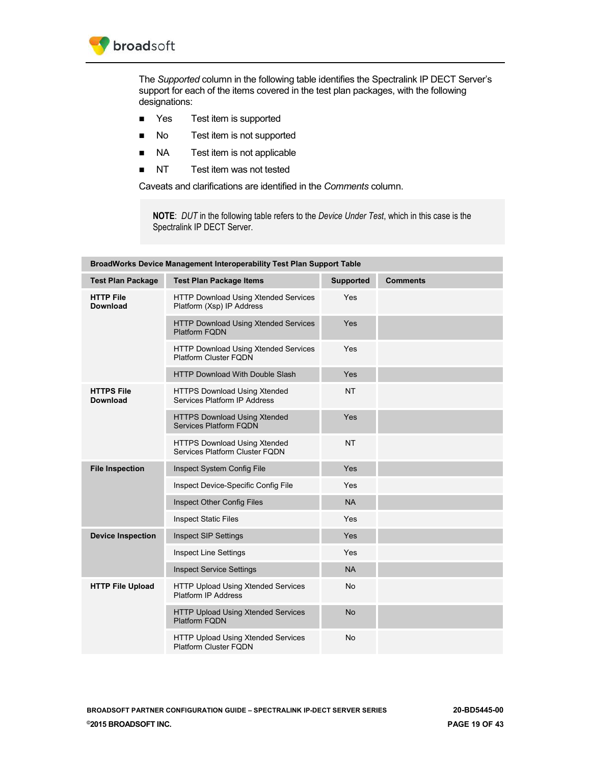The *Supported* column in the following table identifies the Spectralink IP DECT Server's support for each of the items covered in the test plan packages, with the following designations:

- Yes Test item is supported
- No Test item is not supported
- NA Test item is not applicable
- NT Test item was not tested

Caveats and clarifications are identified in the *Comments* column.

> **NOTE**: *DUT* in the following table refers to the *Device Under Test*, which in this case is the Spectralink IP DECT Server.

| BroadWorks Device Management Interoperability Test Plan Support Table | | | |
|---|---|---|---|
| **Test Plan Package** | **Test Plan Package Items** | **Supported** | **Comments** |
| **HTTP File Download** | HTTP Download Using Xtended Services Platform (Xsp) IP Address | Yes | |
| | HTTP Download Using Xtended Services Platform FQDN | Yes | |
| | HTTP Download Using Xtended Services Platform Cluster FQDN | Yes | |
| | HTTP Download With Double Slash | Yes | |
| **HTTPS File Download** | HTTPS Download Using Xtended Services Platform IP Address | NT | |
| | HTTPS Download Using Xtended Services Platform FQDN | Yes | |
| | HTTPS Download Using Xtended Services Platform Cluster FQDN | NT | |
| **File Inspection** | Inspect System Config File | Yes | |
| | Inspect Device-Specific Config File | Yes | |
| | Inspect Other Config Files | NA | |
| | Inspect Static Files | Yes | |
| **Device Inspection** | Inspect SIP Settings | Yes | |
| | Inspect Line Settings | Yes | |
| | Inspect Service Settings | NA | |
| **HTTP File Upload** | HTTP Upload Using Xtended Services Platform IP Address | No | |
| | HTTP Upload Using Xtended Services Platform FQDN | No | |
| | HTTP Upload Using Xtended Services Platform Cluster FQDN | No | |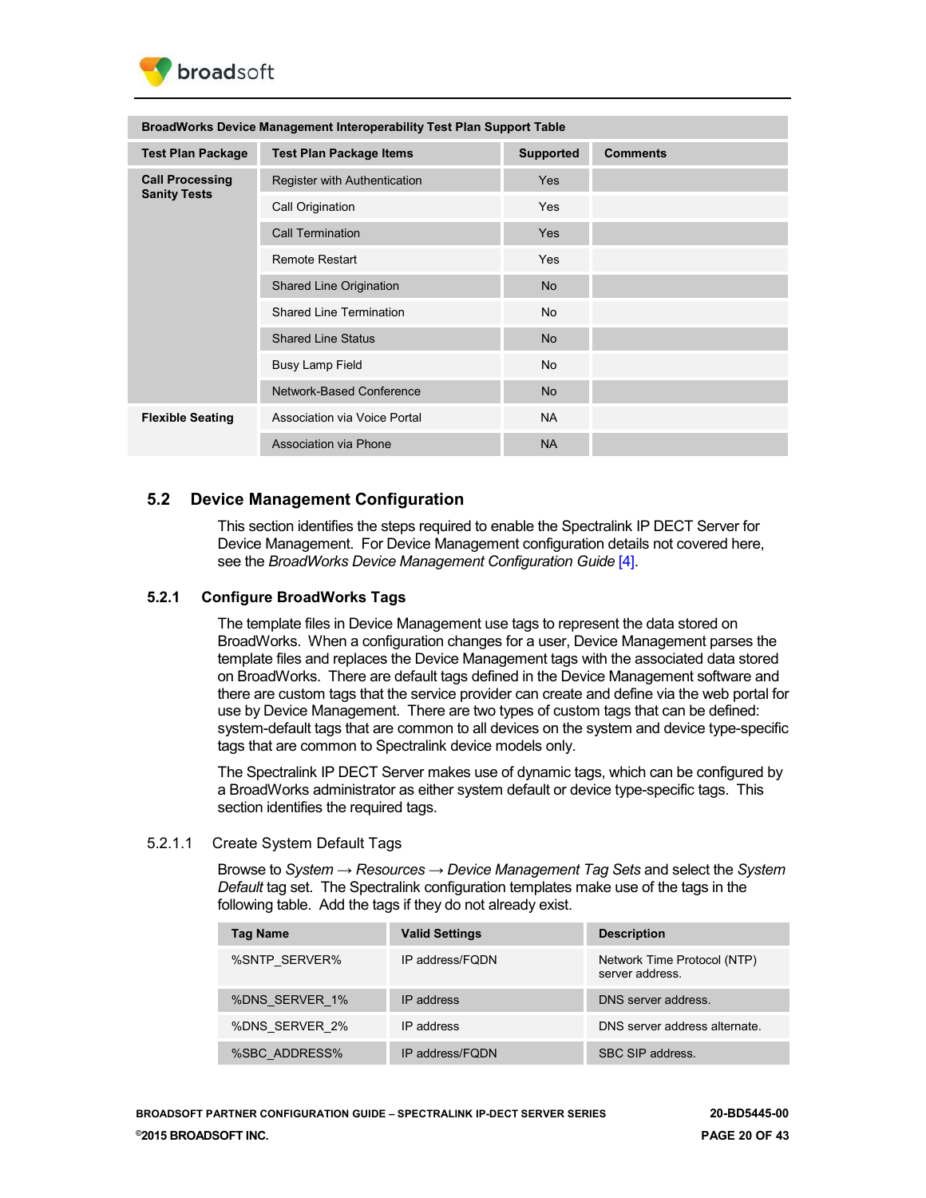| BroadWorks Device Management Interoperability Test Plan Support Table | | | |
|---|---|---|---|
| **Test Plan Package** | **Test Plan Package Items** | **Supported** | **Comments** |
| **Call Processing Sanity Tests** | Register with Authentication | Yes | |
| | Call Origination | Yes | |
| | Call Termination | Yes | |
| | Remote Restart | Yes | |
| | Shared Line Origination | No | |
| | Shared Line Termination | No | |
| | Shared Line Status | No | |
| | Busy Lamp Field | No | |
| | Network-Based Conference | No | |
| **Flexible Seating** | Association via Voice Portal | NA | |
| | Association via Phone | NA | |

## 5.2 Device Management Configuration

This section identifies the steps required to enable the Spectralink IP DECT Server for Device Management. For Device Management configuration details not covered here, see the *BroadWorks Device Management Configuration Guide* [4].

### 5.2.1 Configure BroadWorks Tags

The template files in Device Management use tags to represent the data stored on BroadWorks. When a configuration changes for a user, Device Management parses the template files and replaces the Device Management tags with the associated data stored on BroadWorks. There are default tags defined in the Device Management software and there are custom tags that the service provider can create and define via the web portal for use by Device Management. There are two types of custom tags that can be defined: system-default tags that are common to all devices on the system and device type-specific tags that are common to Spectralink device models only.

The Spectralink IP DECT Server makes use of dynamic tags, which can be configured by a BroadWorks administrator as either system default or device type-specific tags. This section identifies the required tags.

#### 5.2.1.1 Create System Default Tags

Browse to *System → Resources → Device Management Tag Sets* and select the *System Default* tag set. The Spectralink configuration templates make use of the tags in the following table. Add the tags if they do not already exist.

| Tag Name | Valid Settings | Description |
|---|---|---|
| %SNTP_SERVER% | IP address/FQDN | Network Time Protocol (NTP) server address. |
| %DNS_SERVER_1% | IP address | DNS server address. |
| %DNS_SERVER_2% | IP address | DNS server address alternate. |
| %SBC_ADDRESS% | IP address/FQDN | SBC SIP address. |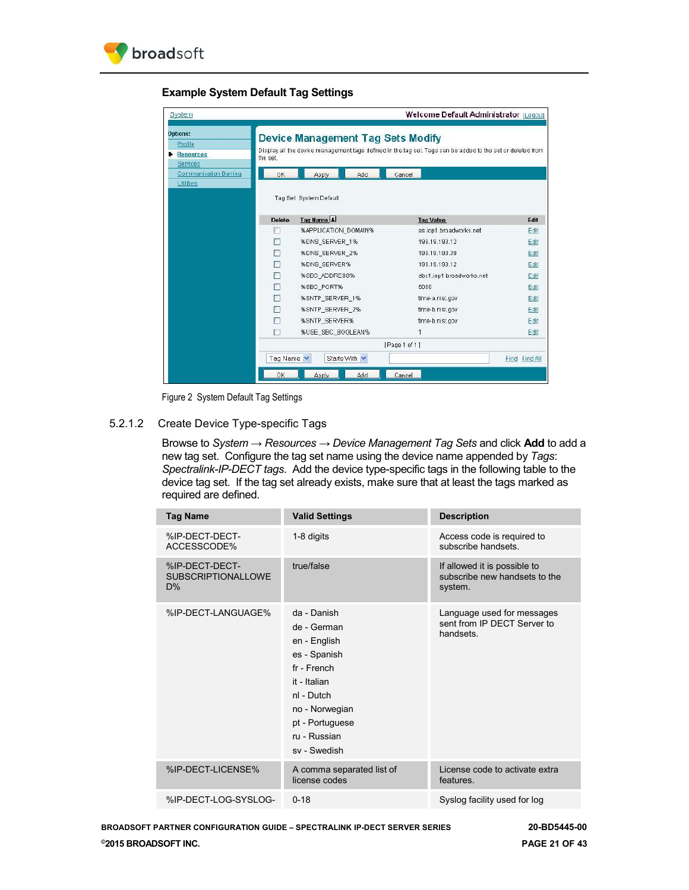**Example System Default Tag Settings**

Figure 2 System Default Tag Settings

### 5.2.1.2 Create Device Type-specific Tags

Browse to *System → Resources → Device Management Tag Sets* and click **Add** to add a new tag set. Configure the tag set name using the device name appended by *Tags*: *Spectralink-IP-DECT tags*. Add the device type-specific tags in the following table to the device tag set. If the tag set already exists, make sure that at least the tags marked as required are defined.

| Tag Name | Valid Settings | Description |
|---|---|---|
| %IP-DECT-DECT-ACCESSCODE% | 1-8 digits | Access code is required to subscribe handsets. |
| %IP-DECT-DECT-SUBSCRIPTIONALLOWED% | true/false | If allowed it is possible to subscribe new handsets to the system. |
| %IP-DECT-LANGUAGE% | da - Danish<br>de - German<br>en - English<br>es - Spanish<br>fr - French<br>it - Italian<br>nl - Dutch<br>no - Norwegian<br>pt - Portuguese<br>ru - Russian<br>sv - Swedish | Language used for messages sent from IP DECT Server to handsets. |
| %IP-DECT-LICENSE% | A comma separated list of license codes | License code to activate extra features. |
| %IP-DECT-LOG-SYSLOG- | 0-18 | Syslog facility used for log |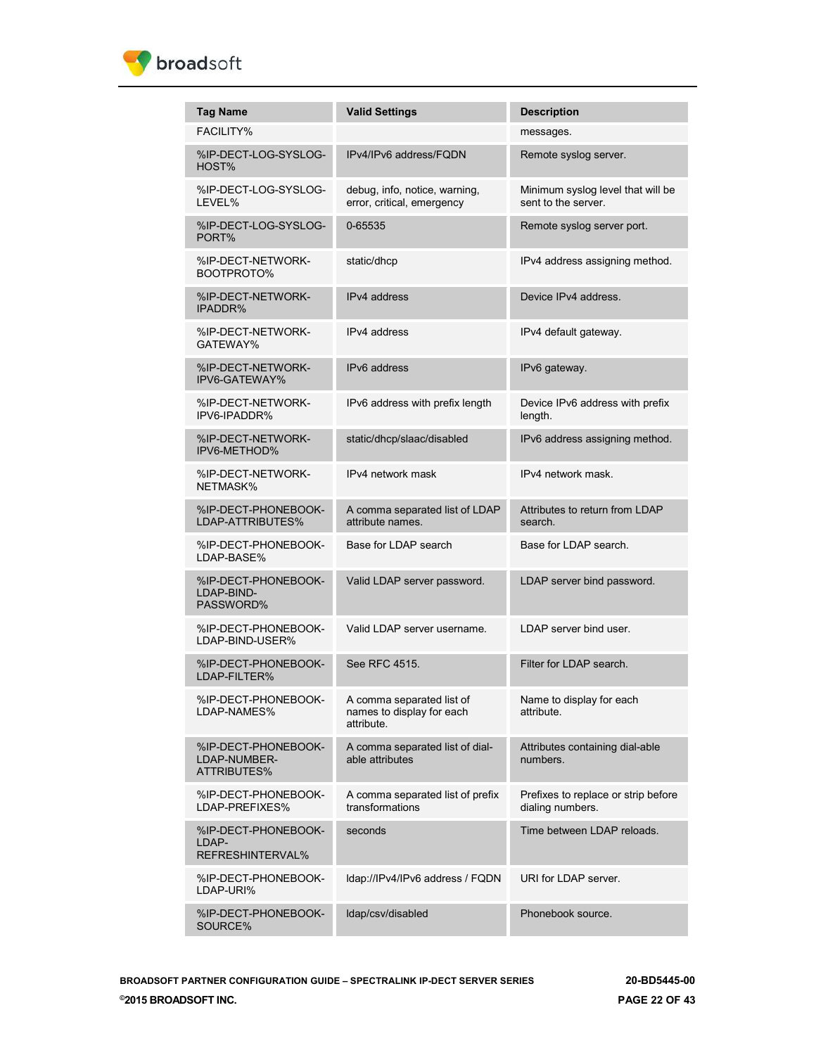| Tag Name | Valid Settings | Description |
|---|---|---|
| FACILITY% | | messages. |
| %IP-DECT-LOG-SYSLOG-HOST% | IPv4/IPv6 address/FQDN | Remote syslog server. |
| %IP-DECT-LOG-SYSLOG-LEVEL% | debug, info, notice, warning, error, critical, emergency | Minimum syslog level that will be sent to the server. |
| %IP-DECT-LOG-SYSLOG-PORT% | 0-65535 | Remote syslog server port. |
| %IP-DECT-NETWORK-BOOTPROTO% | static/dhcp | IPv4 address assigning method. |
| %IP-DECT-NETWORK-IPADDR% | IPv4 address | Device IPv4 address. |
| %IP-DECT-NETWORK-GATEWAY% | IPv4 address | IPv4 default gateway. |
| %IP-DECT-NETWORK-IPV6-GATEWAY% | IPv6 address | IPv6 gateway. |
| %IP-DECT-NETWORK-IPV6-IPADDR% | IPv6 address with prefix length | Device IPv6 address with prefix length. |
| %IP-DECT-NETWORK-IPV6-METHOD% | static/dhcp/slaac/disabled | IPv6 address assigning method. |
| %IP-DECT-NETWORK-NETMASK% | IPv4 network mask | IPv4 network mask. |
| %IP-DECT-PHONEBOOK-LDAP-ATTRIBUTES% | A comma separated list of LDAP attribute names. | Attributes to return from LDAP search. |
| %IP-DECT-PHONEBOOK-LDAP-BASE% | Base for LDAP search | Base for LDAP search. |
| %IP-DECT-PHONEBOOK-LDAP-BIND-PASSWORD% | Valid LDAP server password. | LDAP server bind password. |
| %IP-DECT-PHONEBOOK-LDAP-BIND-USER% | Valid LDAP server username. | LDAP server bind user. |
| %IP-DECT-PHONEBOOK-LDAP-FILTER% | See RFC 4515. | Filter for LDAP search. |
| %IP-DECT-PHONEBOOK-LDAP-NAMES% | A comma separated list of names to display for each attribute. | Name to display for each attribute. |
| %IP-DECT-PHONEBOOK-LDAP-NUMBER-ATTRIBUTES% | A comma separated list of dial-able attributes | Attributes containing dial-able numbers. |
| %IP-DECT-PHONEBOOK-LDAP-PREFIXES% | A comma separated list of prefix transformations | Prefixes to replace or strip before dialing numbers. |
| %IP-DECT-PHONEBOOK-LDAP-REFRESHINTERVAL% | seconds | Time between LDAP reloads. |
| %IP-DECT-PHONEBOOK-LDAP-URI% | ldap://IPv4/IPv6 address / FQDN | URI for LDAP server. |
| %IP-DECT-PHONEBOOK-SOURCE% | ldap/csv/disabled | Phonebook source. |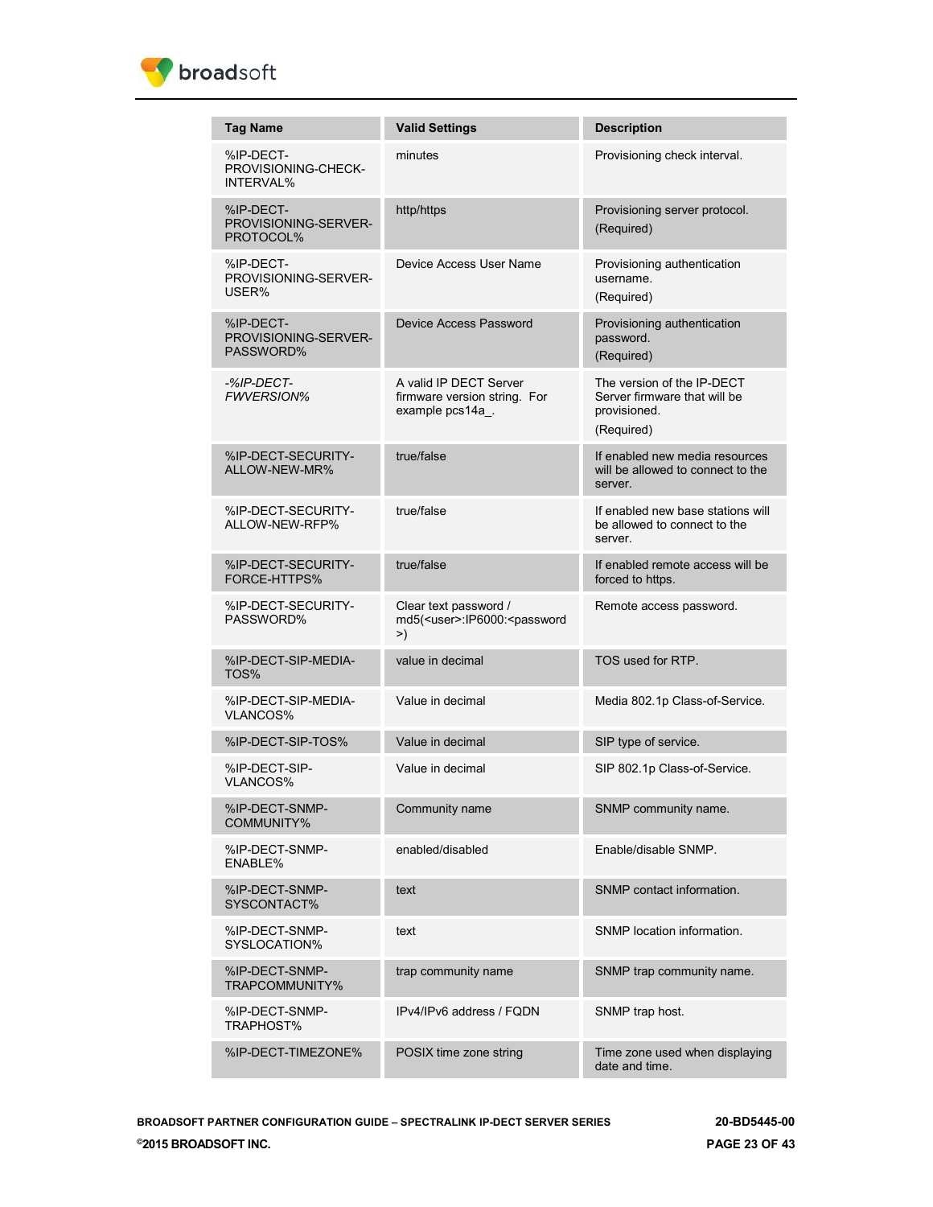| Tag Name | Valid Settings | Description |
|---|---|---|
| %IP-DECT-PROVISIONING-CHECK-INTERVAL% | minutes | Provisioning check interval. |
| %IP-DECT-PROVISIONING-SERVER-PROTOCOL% | http/https | Provisioning server protocol.<br>(Required) |
| %IP-DECT-PROVISIONING-SERVER-USER% | Device Access User Name | Provisioning authentication username.<br>(Required) |
| %IP-DECT-PROVISIONING-SERVER-PASSWORD% | Device Access Password | Provisioning authentication password.<br>(Required) |
| *-%IP-DECT-FWVERSION%* | A valid IP DECT Server firmware version string. For example pcs14a_. | The version of the IP-DECT Server firmware that will be provisioned.<br>(Required) |
| %IP-DECT-SECURITY-ALLOW-NEW-MR% | true/false | If enabled new media resources will be allowed to connect to the server. |
| %IP-DECT-SECURITY-ALLOW-NEW-RFP% | true/false | If enabled new base stations will be allowed to connect to the server. |
| %IP-DECT-SECURITY-FORCE-HTTPS% | true/false | If enabled remote access will be forced to https. |
| %IP-DECT-SECURITY-PASSWORD% | Clear text password / md5(<user>:IP6000:<password>) | Remote access password. |
| %IP-DECT-SIP-MEDIA-TOS% | value in decimal | TOS used for RTP. |
| %IP-DECT-SIP-MEDIA-VLANCOS% | Value in decimal | Media 802.1p Class-of-Service. |
| %IP-DECT-SIP-TOS% | Value in decimal | SIP type of service. |
| %IP-DECT-SIP-VLANCOS% | Value in decimal | SIP 802.1p Class-of-Service. |
| %IP-DECT-SNMP-COMMUNITY% | Community name | SNMP community name. |
| %IP-DECT-SNMP-ENABLE% | enabled/disabled | Enable/disable SNMP. |
| %IP-DECT-SNMP-SYSCONTACT% | text | SNMP contact information. |
| %IP-DECT-SNMP-SYSLOCATION% | text | SNMP location information. |
| %IP-DECT-SNMP-TRAPCOMMUNITY% | trap community name | SNMP trap community name. |
| %IP-DECT-SNMP-TRAPHOST% | IPv4/IPv6 address / FQDN | SNMP trap host. |
| %IP-DECT-TIMEZONE% | POSIX time zone string | Time zone used when displaying date and time. |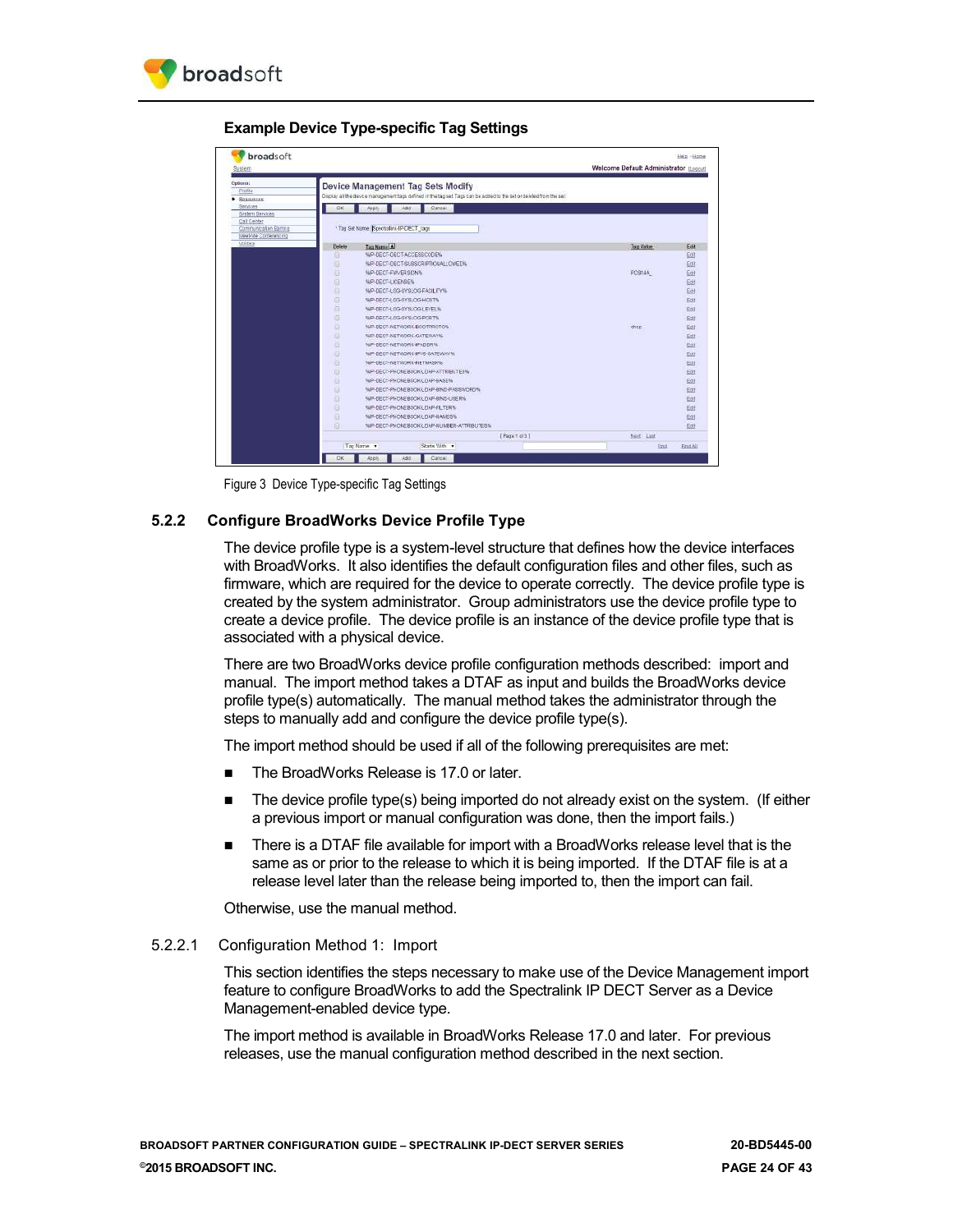**Example Device Type-specific Tag Settings**

Figure 3 Device Type-specific Tag Settings

### 5.2.2 Configure BroadWorks Device Profile Type

The device profile type is a system-level structure that defines how the device interfaces with BroadWorks. It also identifies the default configuration files and other files, such as firmware, which are required for the device to operate correctly. The device profile type is created by the system administrator. Group administrators use the device profile type to create a device profile. The device profile is an instance of the device profile type that is associated with a physical device.

There are two BroadWorks device profile configuration methods described: import and manual. The import method takes a DTAF as input and builds the BroadWorks device profile type(s) automatically. The manual method takes the administrator through the steps to manually add and configure the device profile type(s).

The import method should be used if all of the following prerequisites are met:

- The BroadWorks Release is 17.0 or later.
- The device profile type(s) being imported do not already exist on the system. (If either a previous import or manual configuration was done, then the import fails.)
- There is a DTAF file available for import with a BroadWorks release level that is the same as or prior to the release to which it is being imported. If the DTAF file is at a release level later than the release being imported to, then the import can fail.

Otherwise, use the manual method.

#### 5.2.2.1 Configuration Method 1: Import

This section identifies the steps necessary to make use of the Device Management import feature to configure BroadWorks to add the Spectralink IP DECT Server as a Device Management-enabled device type.

The import method is available in BroadWorks Release 17.0 and later. For previous releases, use the manual configuration method described in the next section.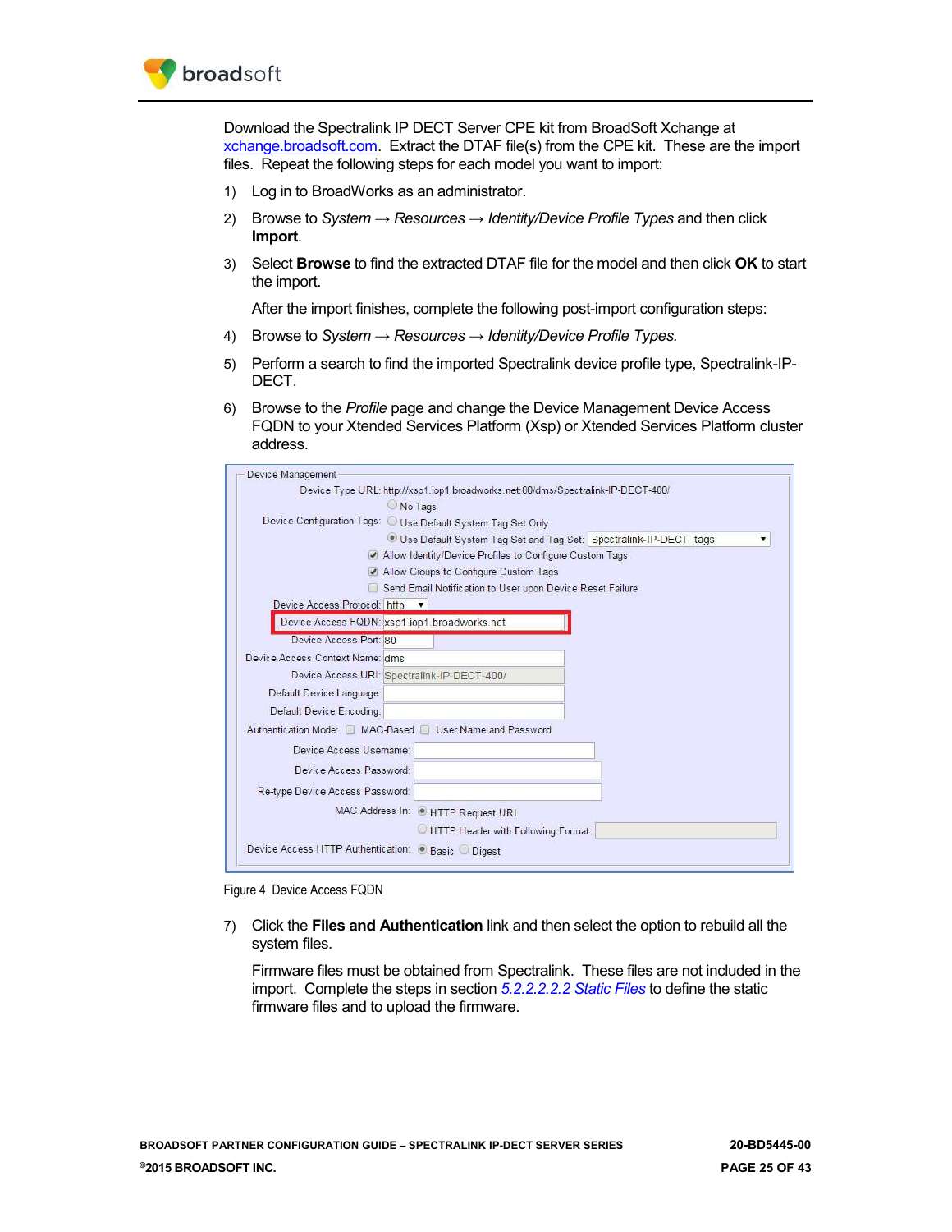Download the Spectralink IP DECT Server CPE kit from BroadSoft Xchange at xchange.broadsoft.com. Extract the DTAF file(s) from the CPE kit. These are the import files. Repeat the following steps for each model you want to import:

1) Log in to BroadWorks as an administrator.

2) Browse to *System* → *Resources* → *Identity/Device Profile Types* and then click **Import**.

3) Select **Browse** to find the extracted DTAF file for the model and then click **OK** to start the import.

   After the import finishes, complete the following post-import configuration steps:

4) Browse to *System* → *Resources* → *Identity/Device Profile Types.*

5) Perform a search to find the imported Spectralink device profile type, Spectralink-IP-DECT.

6) Browse to the *Profile* page and change the Device Management Device Access FQDN to your Xtended Services Platform (Xsp) or Xtended Services Platform cluster address.

Figure 4 Device Access FQDN

7) Click the **Files and Authentication** link and then select the option to rebuild all the system files.

   Firmware files must be obtained from Spectralink. These files are not included in the import. Complete the steps in section *5.2.2.2.2.2 Static Files* to define the static firmware files and to upload the firmware.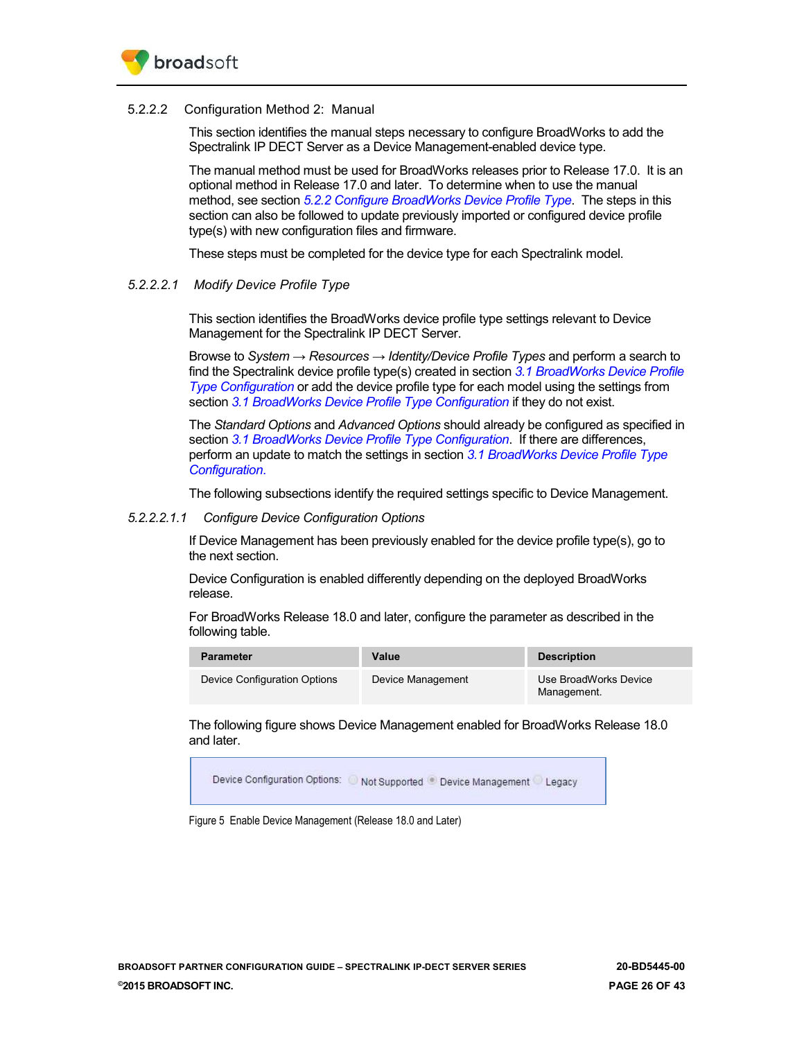#### 5.2.2.2 Configuration Method 2: Manual

This section identifies the manual steps necessary to configure BroadWorks to add the Spectralink IP DECT Server as a Device Management-enabled device type.

The manual method must be used for BroadWorks releases prior to Release 17.0. It is an optional method in Release 17.0 and later. To determine when to use the manual method, see section *5.2.2 Configure BroadWorks Device Profile Type*. The steps in this section can also be followed to update previously imported or configured device profile type(s) with new configuration files and firmware.

These steps must be completed for the device type for each Spectralink model.

##### *5.2.2.2.1 Modify Device Profile Type*

This section identifies the BroadWorks device profile type settings relevant to Device Management for the Spectralink IP DECT Server.

Browse to *System* → *Resources* → *Identity/Device Profile Types* and perform a search to find the Spectralink device profile type(s) created in section *3.1 BroadWorks Device Profile Type Configuration* or add the device profile type for each model using the settings from section *3.1 BroadWorks Device Profile Type Configuration* if they do not exist.

The *Standard Options* and *Advanced Options* should already be configured as specified in section *3.1 BroadWorks Device Profile Type Configuration*. If there are differences, perform an update to match the settings in section *3.1 BroadWorks Device Profile Type Configuration*.

The following subsections identify the required settings specific to Device Management.

###### *5.2.2.2.1.1 Configure Device Configuration Options*

If Device Management has been previously enabled for the device profile type(s), go to the next section.

Device Configuration is enabled differently depending on the deployed BroadWorks release.

For BroadWorks Release 18.0 and later, configure the parameter as described in the following table.

| Parameter | Value | Description |
| --- | --- | --- |
| Device Configuration Options | Device Management | Use BroadWorks Device Management. |

The following figure shows Device Management enabled for BroadWorks Release 18.0 and later.

Device Configuration Options: ○ Not Supported ◉ Device Management ○ Legacy

Figure 5 Enable Device Management (Release 18.0 and Later)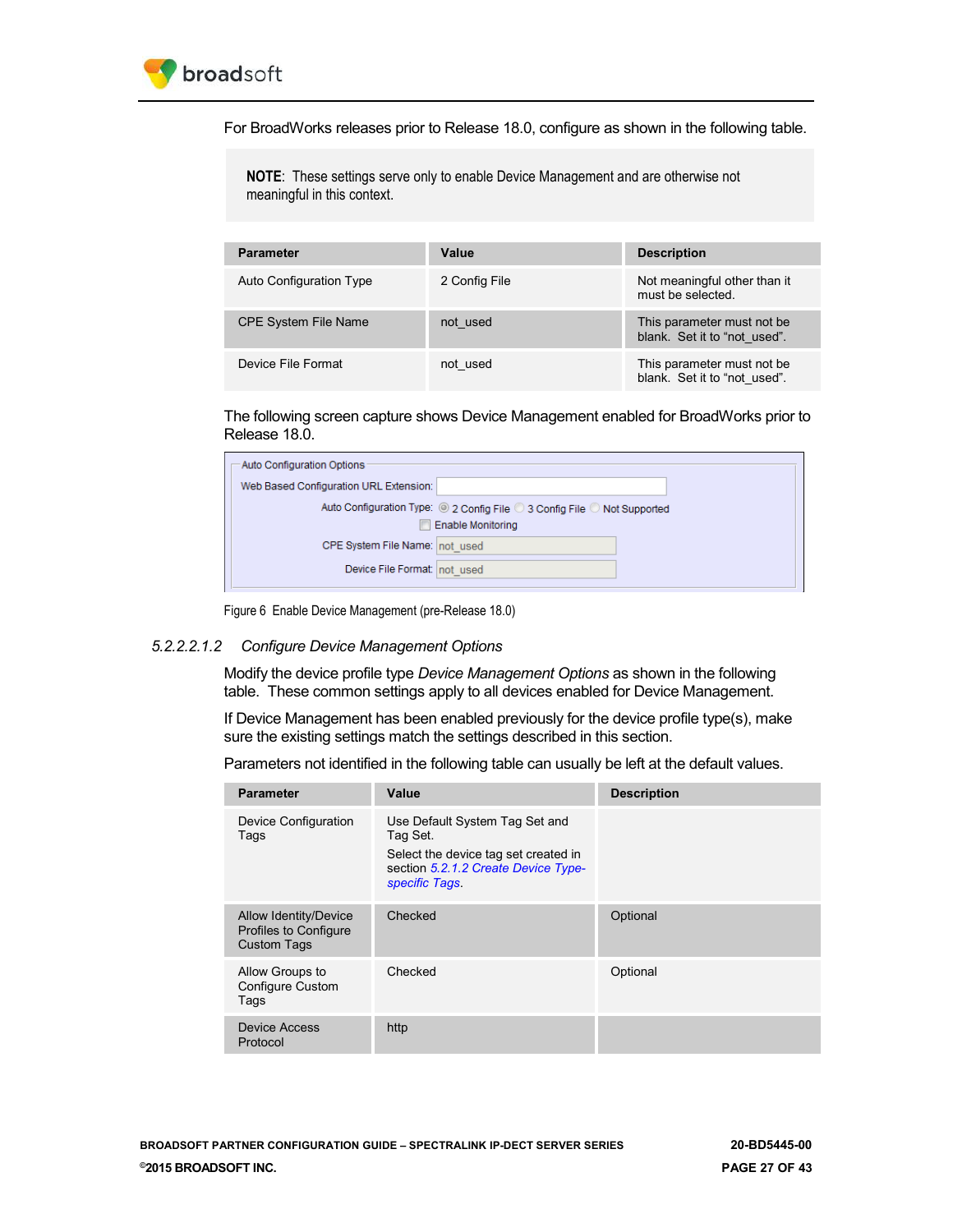For BroadWorks releases prior to Release 18.0, configure as shown in the following table.

> **NOTE**: These settings serve only to enable Device Management and are otherwise not meaningful in this context.

| Parameter | Value | Description |
|---|---|---|
| Auto Configuration Type | 2 Config File | Not meaningful other than it must be selected. |
| CPE System File Name | not_used | This parameter must not be blank. Set it to "not_used". |
| Device File Format | not_used | This parameter must not be blank. Set it to "not_used". |

The following screen capture shows Device Management enabled for BroadWorks prior to Release 18.0.

Auto Configuration Options

Web Based Configuration URL Extension:

Auto Configuration Type: 2 Config File 3 Config File Not Supported

Enable Monitoring

CPE System File Name: not_used

Device File Format: not_used

Figure 6 Enable Device Management (pre-Release 18.0)

##### 5.2.2.2.1.2 *Configure Device Management Options*

Modify the device profile type *Device Management Options* as shown in the following table. These common settings apply to all devices enabled for Device Management.

If Device Management has been enabled previously for the device profile type(s), make sure the existing settings match the settings described in this section.

Parameters not identified in the following table can usually be left at the default values.

| Parameter | Value | Description |
|---|---|---|
| Device Configuration Tags | Use Default System Tag Set and Tag Set.<br>Select the device tag set created in section *5.2.1.2 Create Device Type-specific Tags*. | |
| Allow Identity/Device Profiles to Configure Custom Tags | Checked | Optional |
| Allow Groups to Configure Custom Tags | Checked | Optional |
| Device Access Protocol | http | |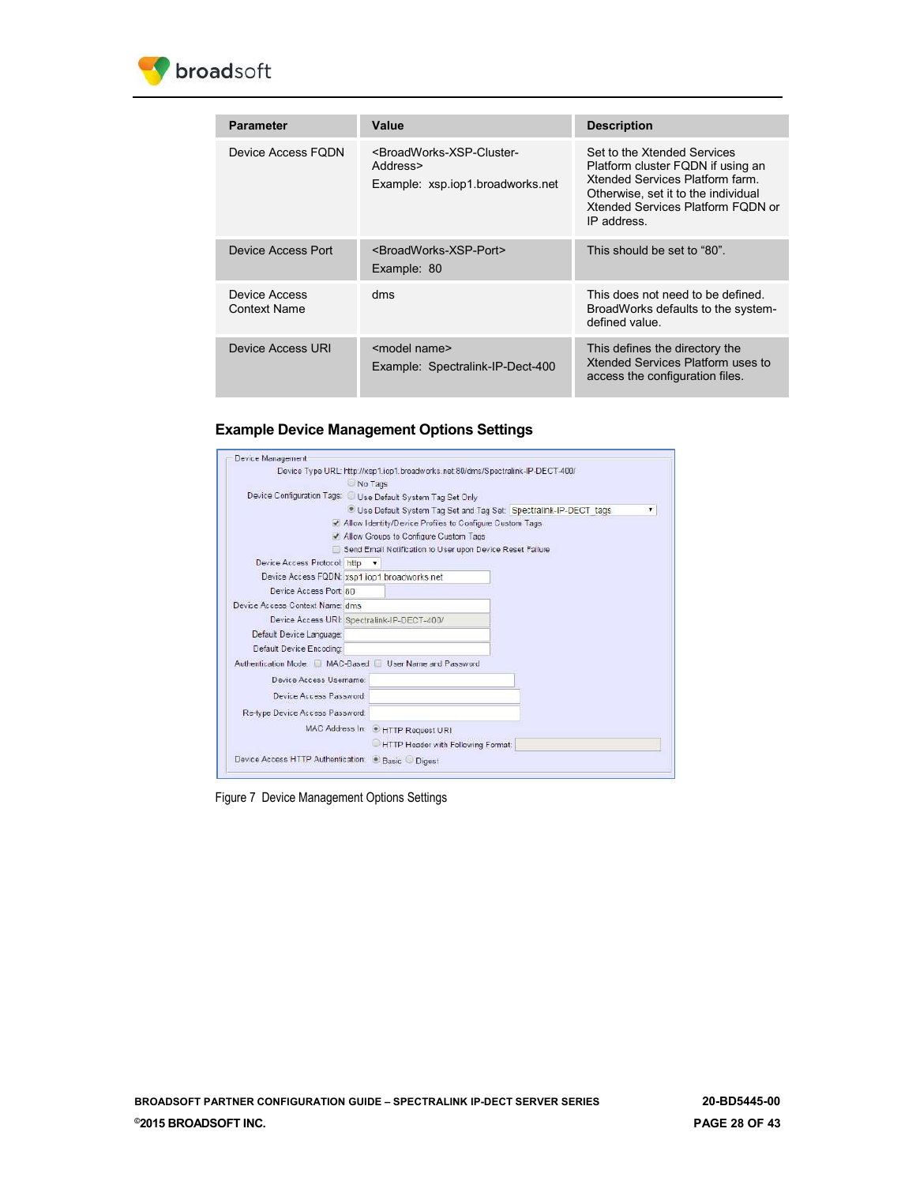| Parameter | Value | Description |
| --- | --- | --- |
| Device Access FQDN | <BroadWorks-XSP-Cluster-Address><br>Example: xsp.iop1.broadworks.net | Set to the Xtended Services Platform cluster FQDN if using an Xtended Services Platform farm. Otherwise, set it to the individual Xtended Services Platform FQDN or IP address. |
| Device Access Port | <BroadWorks-XSP-Port><br>Example: 80 | This should be set to “80”. |
| Device Access Context Name | dms | This does not need to be defined. BroadWorks defaults to the system-defined value. |
| Device Access URI | <model name><br>Example: Spectralink-IP-Dect-400 | This defines the directory the Xtended Services Platform uses to access the configuration files. |

### Example Device Management Options Settings

Figure 7 Device Management Options Settings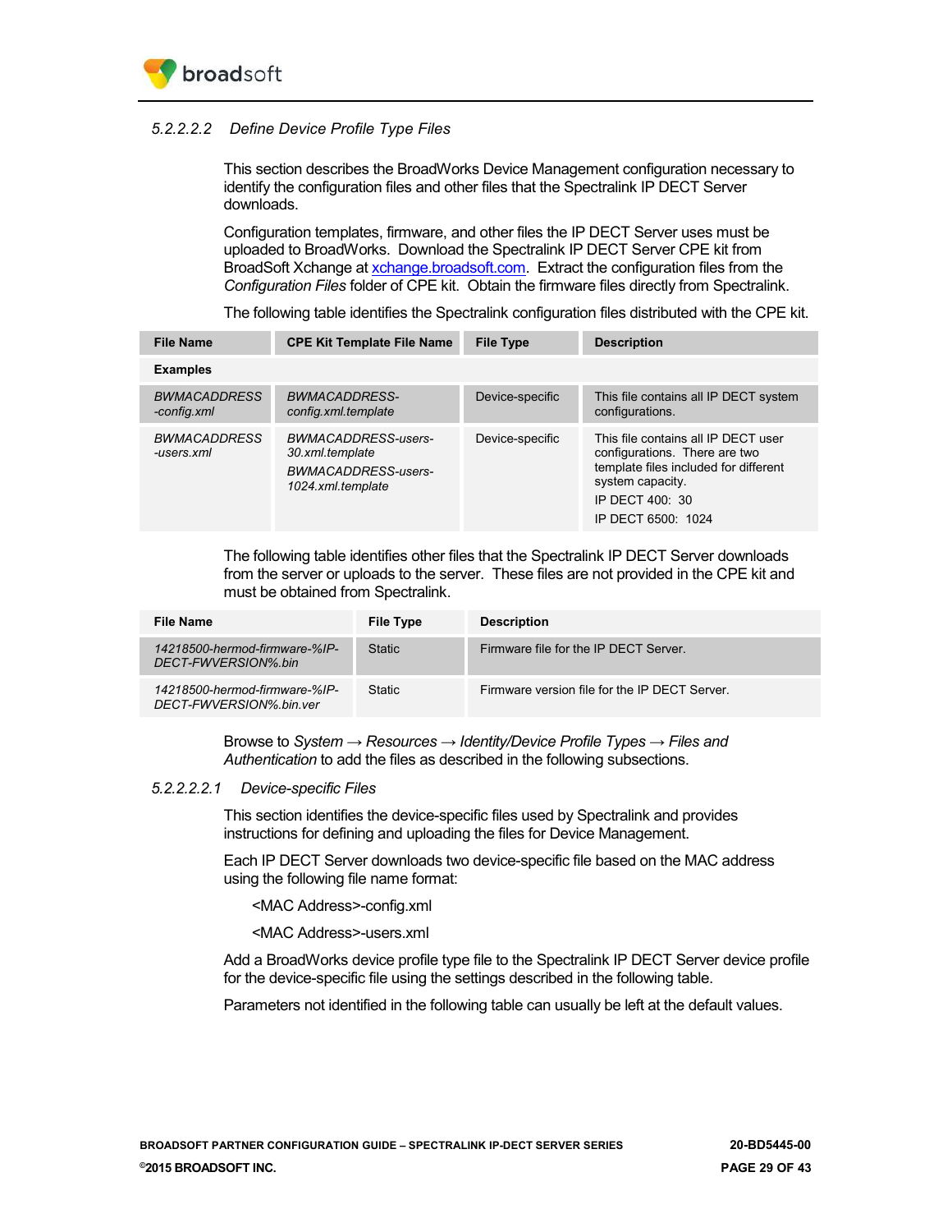##### 5.2.2.2.2 Define Device Profile Type Files

This section describes the BroadWorks Device Management configuration necessary to identify the configuration files and other files that the Spectralink IP DECT Server downloads.

Configuration templates, firmware, and other files the IP DECT Server uses must be uploaded to BroadWorks. Download the Spectralink IP DECT Server CPE kit from BroadSoft Xchange at xchange.broadsoft.com. Extract the configuration files from the *Configuration Files* folder of CPE kit. Obtain the firmware files directly from Spectralink.

The following table identifies the Spectralink configuration files distributed with the CPE kit.

| File Name | CPE Kit Template File Name | File Type | Description |
|---|---|---|---|
| **Examples** | | | |
| *BWMACADDRESS-config.xml* | *BWMACADDRESS-config.xml.template* | Device-specific | This file contains all IP DECT system configurations. |
| *BWMACADDRESS-users.xml* | *BWMACADDRESS-users-30.xml.template*<br>*BWMACADDRESS-users-1024.xml.template* | Device-specific | This file contains all IP DECT user configurations. There are two template files included for different system capacity.<br>IP DECT 400: 30<br>IP DECT 6500: 1024 |

The following table identifies other files that the Spectralink IP DECT Server downloads from the server or uploads to the server. These files are not provided in the CPE kit and must be obtained from Spectralink.

| File Name | File Type | Description |
|---|---|---|
| *14218500-hermod-firmware-%IP-DECT-FWVERSION%.bin* | Static | Firmware file for the IP DECT Server. |
| *14218500-hermod-firmware-%IP-DECT-FWVERSION%.bin.ver* | Static | Firmware version file for the IP DECT Server. |

Browse to *System → Resources → Identity/Device Profile Types → Files and Authentication* to add the files as described in the following subsections.

###### 5.2.2.2.2.1 Device-specific Files

This section identifies the device-specific files used by Spectralink and provides instructions for defining and uploading the files for Device Management.

Each IP DECT Server downloads two device-specific file based on the MAC address using the following file name format:

<MAC Address>-config.xml

<MAC Address>-users.xml

Add a BroadWorks device profile type file to the Spectralink IP DECT Server device profile for the device-specific file using the settings described in the following table.

Parameters not identified in the following table can usually be left at the default values.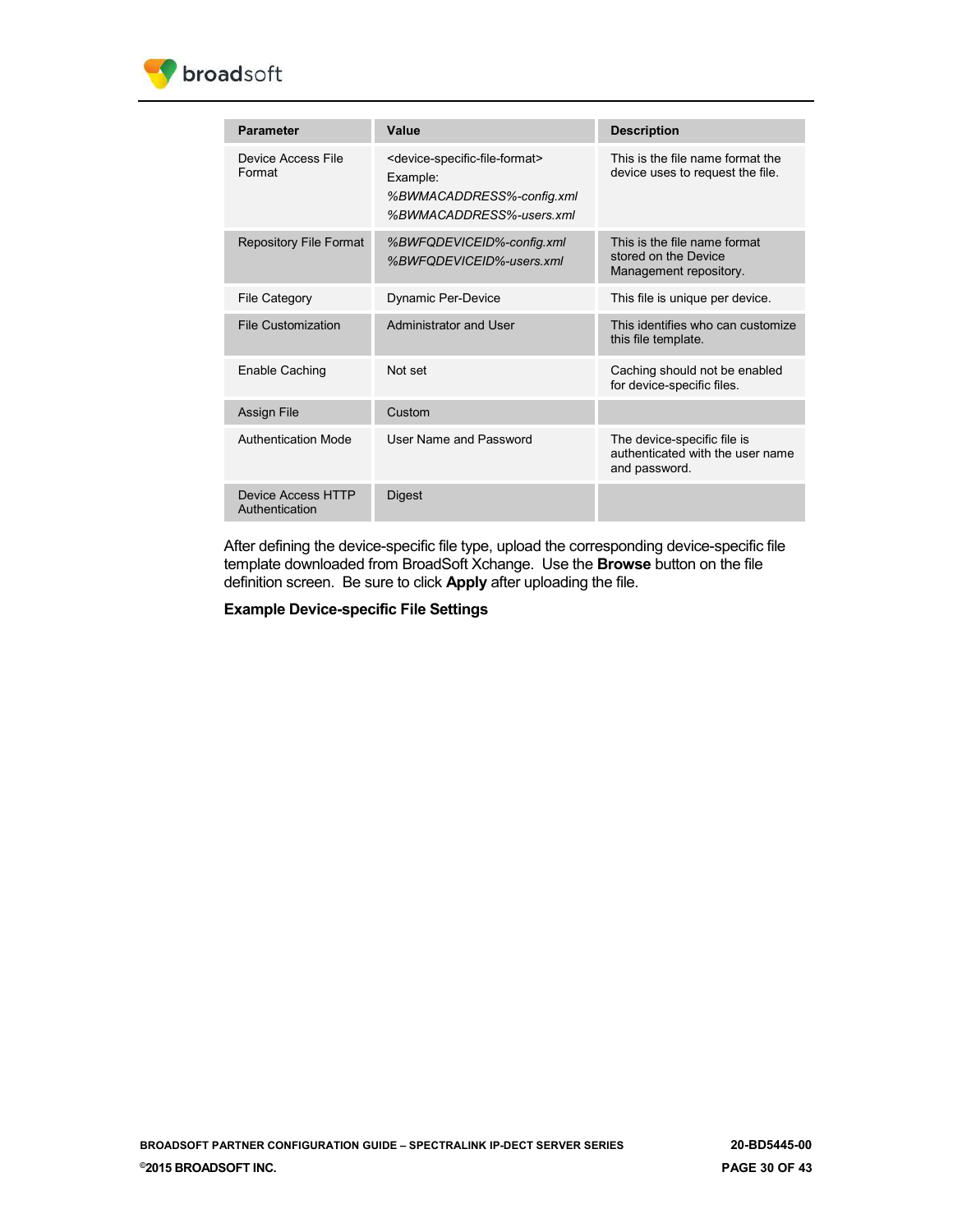| Parameter | Value | Description |
|---|---|---|
| Device Access File Format | <device-specific-file-format><br>Example:<br>*%BWMACADDRESS%-config.xml*<br>*%BWMACADDRESS%-users.xml* | This is the file name format the device uses to request the file. |
| Repository File Format | *%BWFQDEVICEID%-config.xml*<br>*%BWFQDEVICEID%-users.xml* | This is the file name format stored on the Device Management repository. |
| File Category | Dynamic Per-Device | This file is unique per device. |
| File Customization | Administrator and User | This identifies who can customize this file template. |
| Enable Caching | Not set | Caching should not be enabled for device-specific files. |
| Assign File | Custom | |
| Authentication Mode | User Name and Password | The device-specific file is authenticated with the user name and password. |
| Device Access HTTP Authentication | Digest | |

After defining the device-specific file type, upload the corresponding device-specific file template downloaded from BroadSoft Xchange. Use the **Browse** button on the file definition screen. Be sure to click **Apply** after uploading the file.

**Example Device-specific File Settings**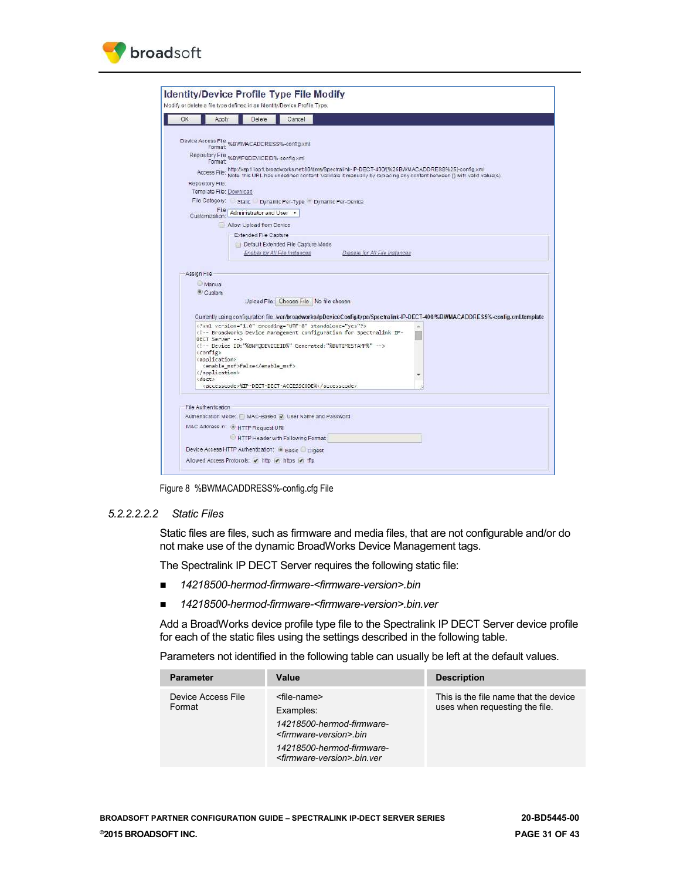Figure 8 %BWMACADDRESS%-config.cfg File

#### 5.2.2.2.2.2 Static Files

Static files are files, such as firmware and media files, that are not configurable and/or do not make use of the dynamic BroadWorks Device Management tags.

The Spectralink IP DECT Server requires the following static file:

- *14218500-hermod-firmware-<firmware-version>.bin*
- *14218500-hermod-firmware-<firmware-version>.bin.ver*

Add a BroadWorks device profile type file to the Spectralink IP DECT Server device profile for each of the static files using the settings described in the following table.

Parameters not identified in the following table can usually be left at the default values.

| Parameter | Value | Description |
| --- | --- | --- |
| Device Access File Format | <file-name><br>Examples:<br>*14218500-hermod-firmware-<firmware-version>.bin*<br>*14218500-hermod-firmware-<firmware-version>.bin.ver* | This is the file name that the device uses when requesting the file. |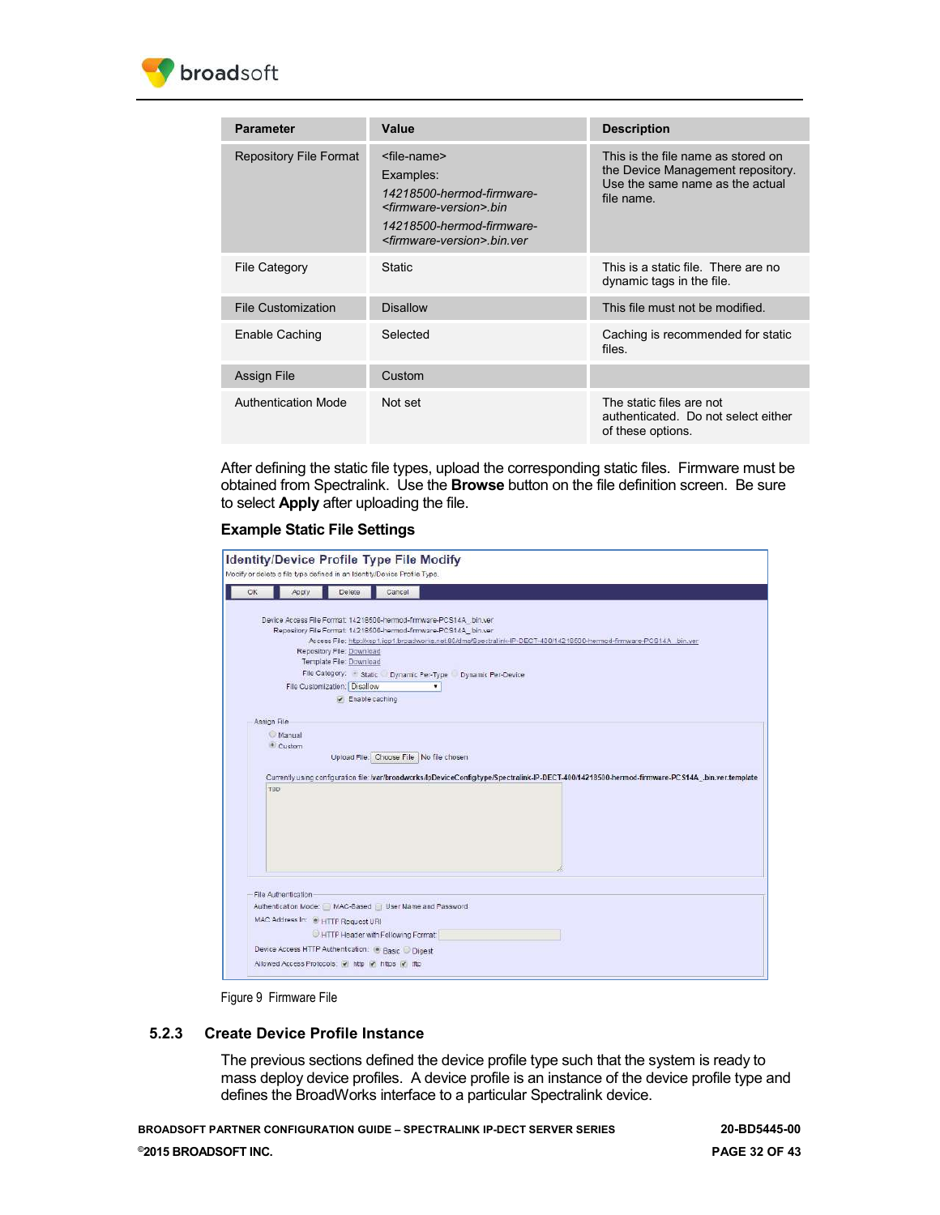| Parameter | Value | Description |
|---|---|---|
| Repository File Format | <file-name><br>Examples:<br>*14218500-hermod-firmware-<firmware-version>.bin*<br>*14218500-hermod-firmware-<firmware-version>.bin.ver* | This is the file name as stored on the Device Management repository. Use the same name as the actual file name. |
| File Category | Static | This is a static file. There are no dynamic tags in the file. |
| File Customization | Disallow | This file must not be modified. |
| Enable Caching | Selected | Caching is recommended for static files. |
| Assign File | Custom | |
| Authentication Mode | Not set | The static files are not authenticated. Do not select either of these options. |

After defining the static file types, upload the corresponding static files. Firmware must be obtained from Spectralink. Use the **Browse** button on the file definition screen. Be sure to select **Apply** after uploading the file.

**Example Static File Settings**

Figure 9 Firmware File

### 5.2.3 Create Device Profile Instance

The previous sections defined the device profile type such that the system is ready to mass deploy device profiles. A device profile is an instance of the device profile type and defines the BroadWorks interface to a particular Spectralink device.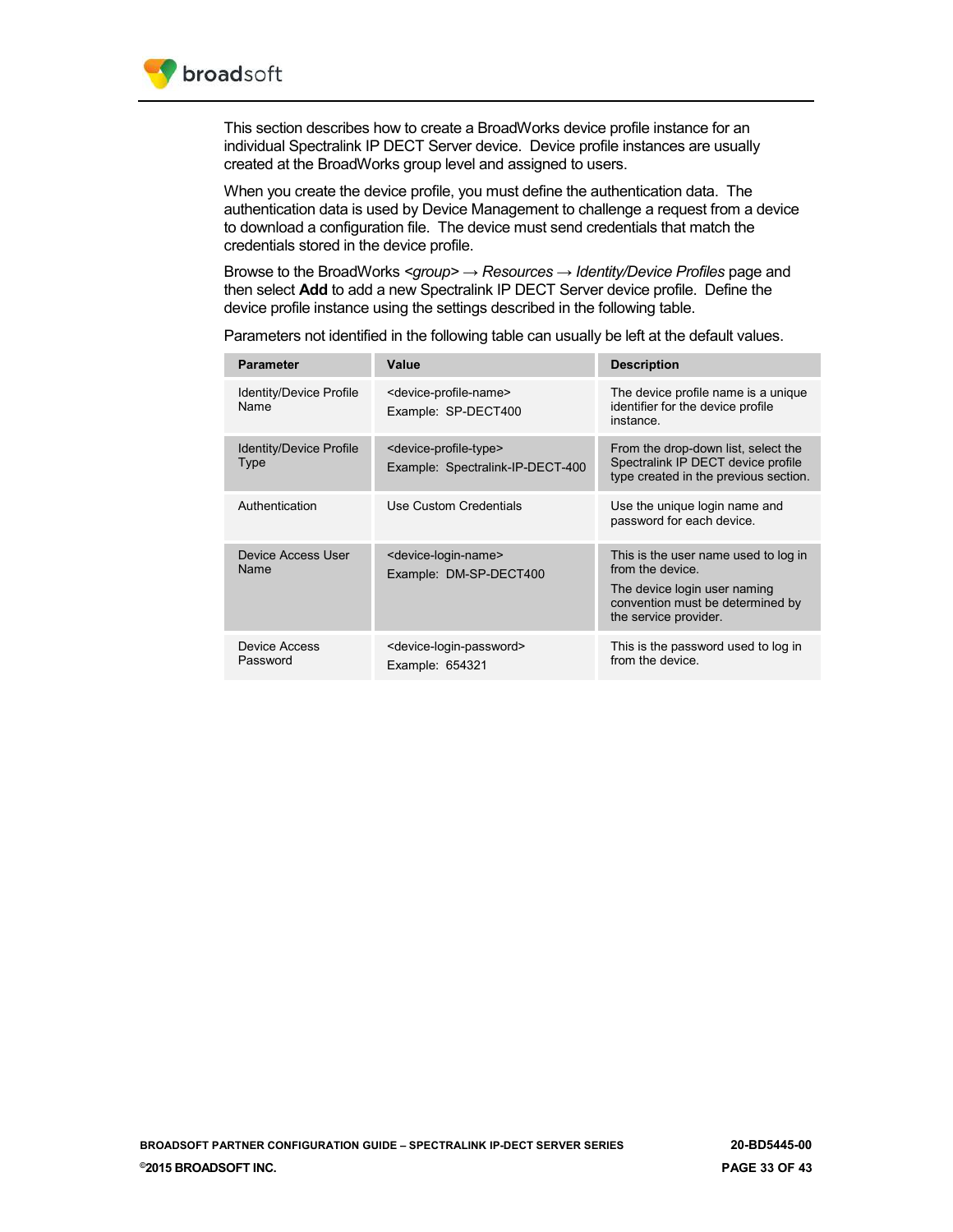This section describes how to create a BroadWorks device profile instance for an individual Spectralink IP DECT Server device. Device profile instances are usually created at the BroadWorks group level and assigned to users.

When you create the device profile, you must define the authentication data. The authentication data is used by Device Management to challenge a request from a device to download a configuration file. The device must send credentials that match the credentials stored in the device profile.

Browse to the BroadWorks *<group>* → *Resources* → *Identity/Device Profiles* page and then select **Add** to add a new Spectralink IP DECT Server device profile. Define the device profile instance using the settings described in the following table.

Parameters not identified in the following table can usually be left at the default values.

| Parameter | Value | Description |
|---|---|---|
| Identity/Device Profile Name | <device-profile-name><br>Example: SP-DECT400 | The device profile name is a unique identifier for the device profile instance. |
| Identity/Device Profile Type | <device-profile-type><br>Example: Spectralink-IP-DECT-400 | From the drop-down list, select the Spectralink IP DECT device profile type created in the previous section. |
| Authentication | Use Custom Credentials | Use the unique login name and password for each device. |
| Device Access User Name | <device-login-name><br>Example: DM-SP-DECT400 | This is the user name used to log in from the device.<br>The device login user naming convention must be determined by the service provider. |
| Device Access Password | <device-login-password><br>Example: 654321 | This is the password used to log in from the device. |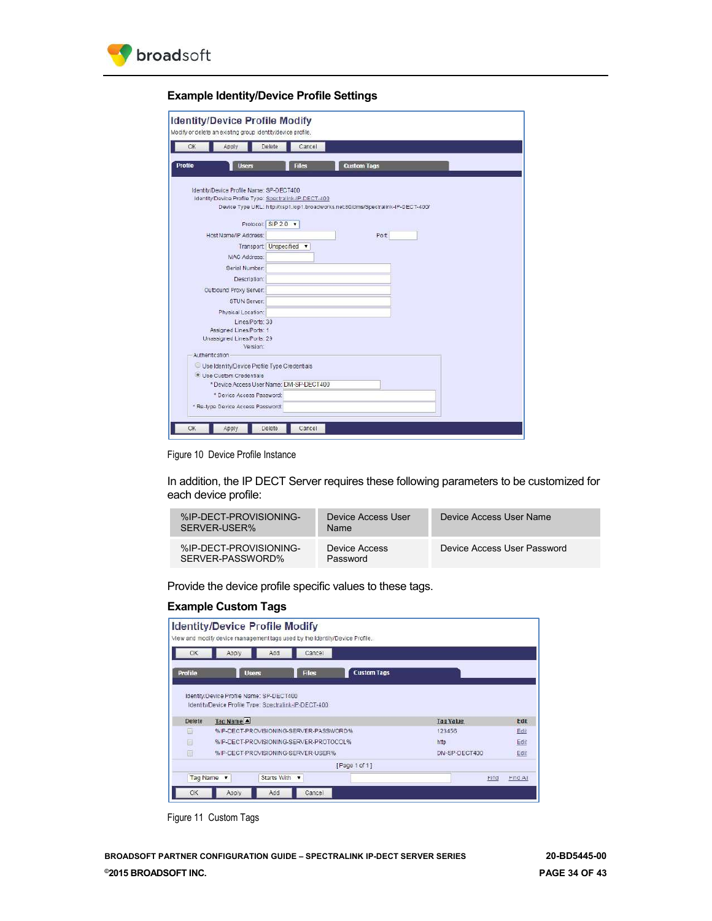**Example Identity/Device Profile Settings**

Figure 10 Device Profile Instance

In addition, the IP DECT Server requires these following parameters to be customized for each device profile:

| %IP-DECT-PROVISIONING-SERVER-USER% | Device Access User Name | Device Access User Name |
|---|---|---|
| %IP-DECT-PROVISIONING-SERVER-PASSWORD% | Device Access Password | Device Access User Password |

Provide the device profile specific values to these tags.

**Example Custom Tags**

Figure 11 Custom Tags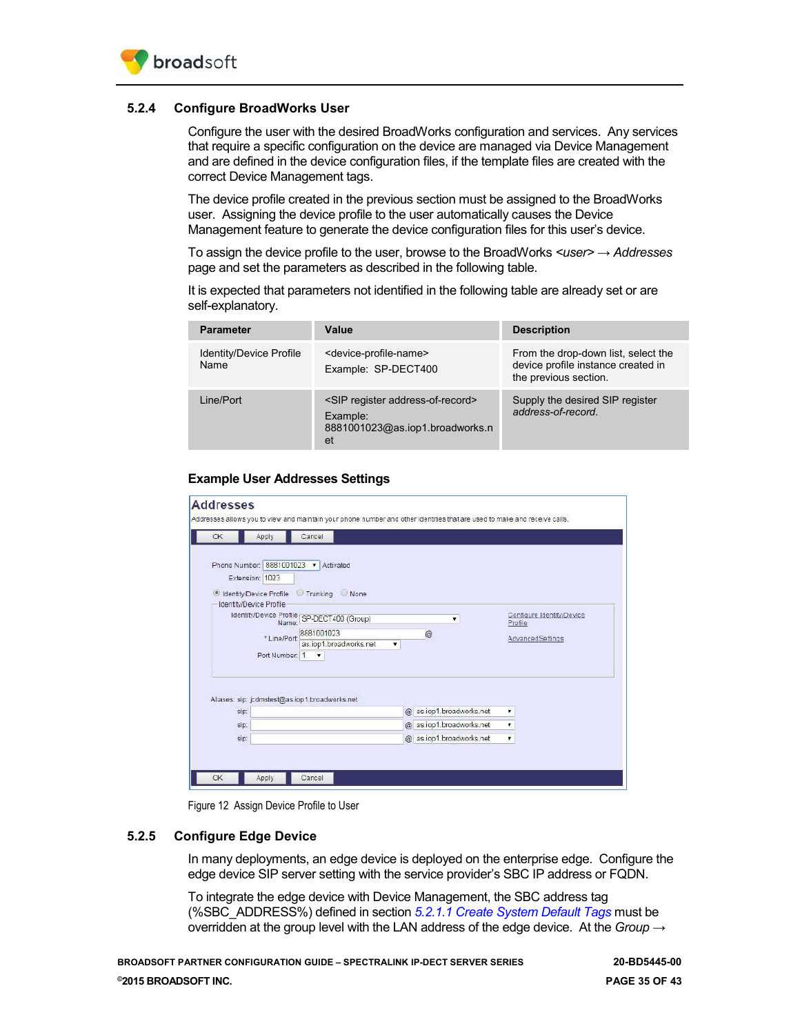### 5.2.4 Configure BroadWorks User

Configure the user with the desired BroadWorks configuration and services. Any services that require a specific configuration on the device are managed via Device Management and are defined in the device configuration files, if the template files are created with the correct Device Management tags.

The device profile created in the previous section must be assigned to the BroadWorks user. Assigning the device profile to the user automatically causes the Device Management feature to generate the device configuration files for this user's device.

To assign the device profile to the user, browse to the BroadWorks *<user>* → *Addresses* page and set the parameters as described in the following table.

It is expected that parameters not identified in the following table are already set or are self-explanatory.

| Parameter | Value | Description |
|---|---|---|
| Identity/Device Profile Name | <device-profile-name><br>Example: SP-DECT400 | From the drop-down list, select the device profile instance created in the previous section. |
| Line/Port | <SIP register address-of-record><br>Example: 8881001023@as.iop1.broadworks.net | Supply the desired SIP register *address-of-record*. |

**Example User Addresses Settings**

Figure 12 Assign Device Profile to User

### 5.2.5 Configure Edge Device

In many deployments, an edge device is deployed on the enterprise edge. Configure the edge device SIP server setting with the service provider's SBC IP address or FQDN.

To integrate the edge device with Device Management, the SBC address tag (%SBC_ADDRESS%) defined in section *5.2.1.1 Create System Default Tags* must be overridden at the group level with the LAN address of the edge device. At the *Group* →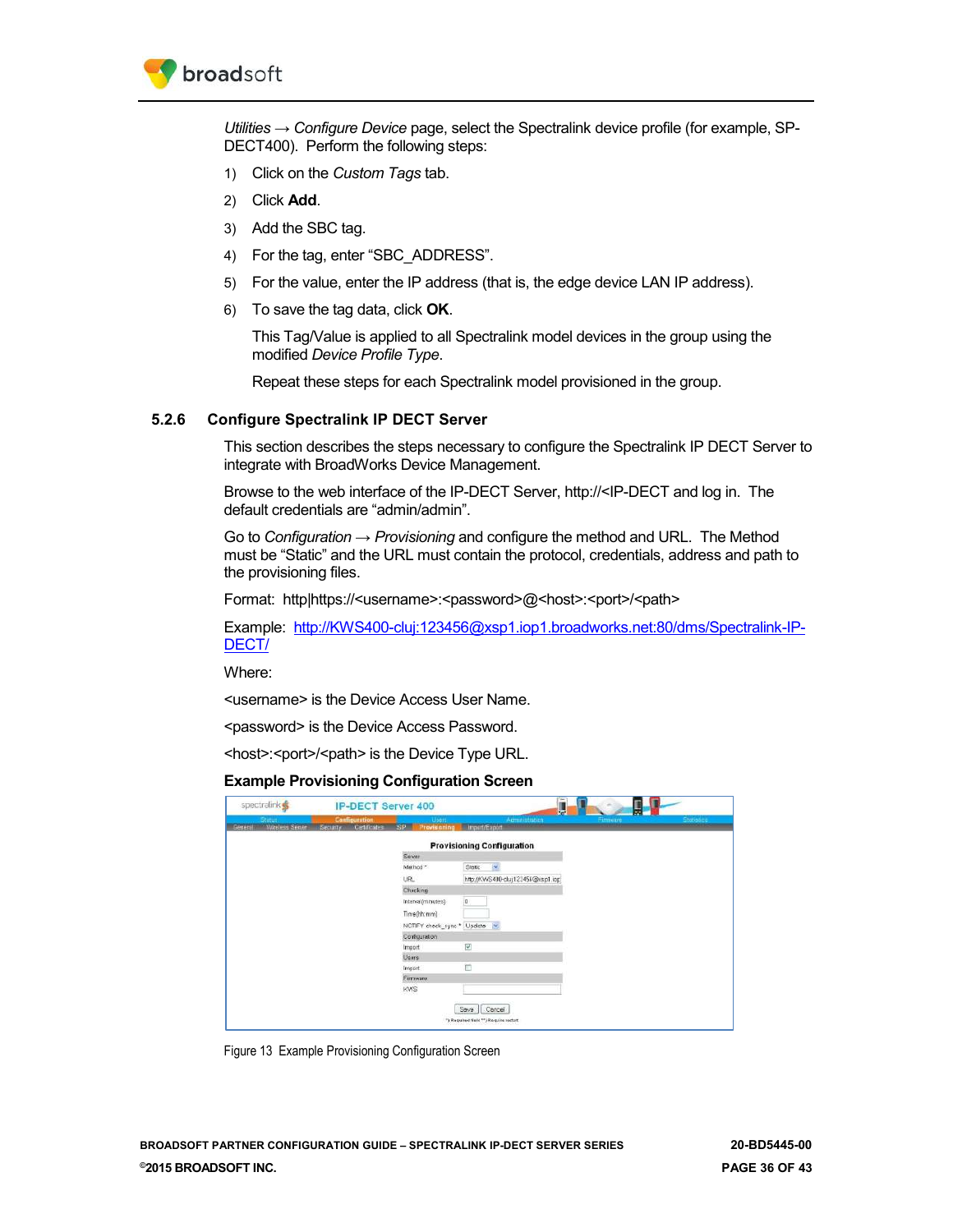*Utilities* → *Configure Device* page, select the Spectralink device profile (for example, SP-DECT400). Perform the following steps:

1) Click on the *Custom Tags* tab.
2) Click **Add**.
3) Add the SBC tag.
4) For the tag, enter "SBC_ADDRESS".
5) For the value, enter the IP address (that is, the edge device LAN IP address).
6) To save the tag data, click **OK**.

   This Tag/Value is applied to all Spectralink model devices in the group using the modified *Device Profile Type*.

   Repeat these steps for each Spectralink model provisioned in the group.

### 5.2.6 Configure Spectralink IP DECT Server

This section describes the steps necessary to configure the Spectralink IP DECT Server to integrate with BroadWorks Device Management.

Browse to the web interface of the IP-DECT Server, http://<IP-DECT and log in. The default credentials are "admin/admin".

Go to *Configuration* → *Provisioning* and configure the method and URL. The Method must be "Static" and the URL must contain the protocol, credentials, address and path to the provisioning files.

Format: http|https://<username>:<password>@<host>:<port>/<path>

Example: http://KWS400-cluj:123456@xsp1.iop1.broadworks.net:80/dms/Spectralink-IP-DECT/

Where:

<username> is the Device Access User Name.

<password> is the Device Access Password.

<host>:<port>/<path> is the Device Type URL.

**Example Provisioning Configuration Screen**

Figure 13 Example Provisioning Configuration Screen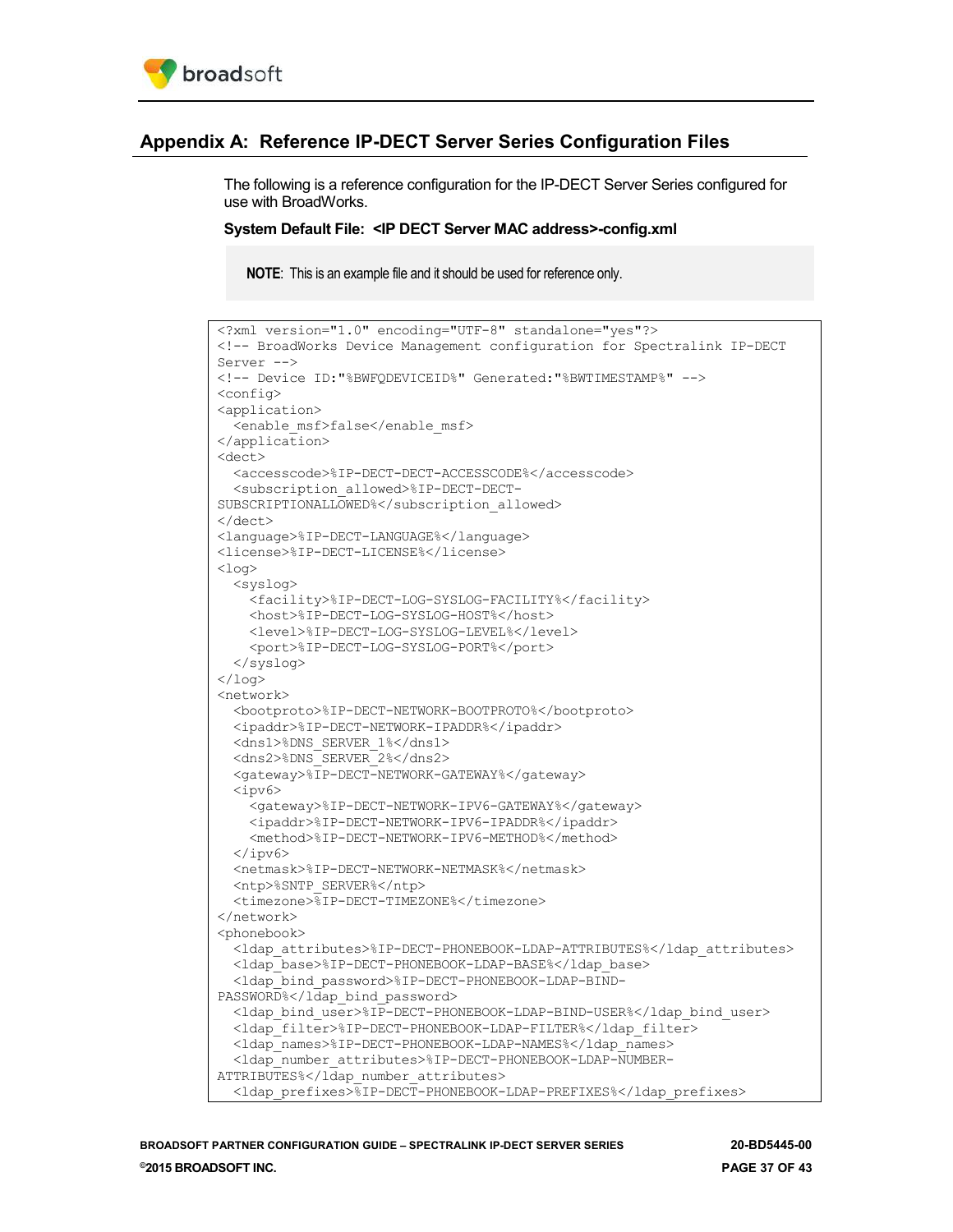# Appendix A: Reference IP-DECT Server Series Configuration Files

The following is a reference configuration for the IP-DECT Server Series configured for use with BroadWorks.

**System Default File: <IP DECT Server MAC address>-config.xml**

> **NOTE**: This is an example file and it should be used for reference only.

```
<?xml version="1.0" encoding="UTF-8" standalone="yes"?>
<!-- BroadWorks Device Management configuration for Spectralink IP-DECT
Server -->
<!-- Device ID:"%BWFQDEVICEID%" Generated:"%BWTIMESTAMP%" -->
<config>
<application>
  <enable_msf>false</enable_msf>
</application>
<dect>
  <accesscode>%IP-DECT-DECT-ACCESSCODE%</accesscode>
  <subscription_allowed>%IP-DECT-DECT-
SUBSCRIPTIONALLOWED%</subscription_allowed>
</dect>
<language>%IP-DECT-LANGUAGE%</language>
<license>%IP-DECT-LICENSE%</license>
<log>
  <syslog>
    <facility>%IP-DECT-LOG-SYSLOG-FACILITY%</facility>
    <host>%IP-DECT-LOG-SYSLOG-HOST%</host>
    <level>%IP-DECT-LOG-SYSLOG-LEVEL%</level>
    <port>%IP-DECT-LOG-SYSLOG-PORT%</port>
  </syslog>
</log>
<network>
  <bootproto>%IP-DECT-NETWORK-BOOTPROTO%</bootproto>
  <ipaddr>%IP-DECT-NETWORK-IPADDR%</ipaddr>
  <dns1>%DNS_SERVER_1%</dns1>
  <dns2>%DNS_SERVER_2%</dns2>
  <gateway>%IP-DECT-NETWORK-GATEWAY%</gateway>
  <ipv6>
    <gateway>%IP-DECT-NETWORK-IPV6-GATEWAY%</gateway>
    <ipaddr>%IP-DECT-NETWORK-IPV6-IPADDR%</ipaddr>
    <method>%IP-DECT-NETWORK-IPV6-METHOD%</method>
  </ipv6>
  <netmask>%IP-DECT-NETWORK-NETMASK%</netmask>
  <ntp>%SNTP_SERVER%</ntp>
  <timezone>%IP-DECT-TIMEZONE%</timezone>
</network>
<phonebook>
  <ldap_attributes>%IP-DECT-PHONEBOOK-LDAP-ATTRIBUTES%</ldap_attributes>
  <ldap_base>%IP-DECT-PHONEBOOK-LDAP-BASE%</ldap_base>
  <ldap_bind_password>%IP-DECT-PHONEBOOK-LDAP-BIND-
PASSWORD%</ldap_bind_password>
  <ldap_bind_user>%IP-DECT-PHONEBOOK-LDAP-BIND-USER%</ldap_bind_user>
  <ldap_filter>%IP-DECT-PHONEBOOK-LDAP-FILTER%</ldap_filter>
  <ldap_names>%IP-DECT-PHONEBOOK-LDAP-NAMES%</ldap_names>
  <ldap_number_attributes>%IP-DECT-PHONEBOOK-LDAP-NUMBER-
ATTRIBUTES%</ldap_number_attributes>
  <ldap_prefixes>%IP-DECT-PHONEBOOK-LDAP-PREFIXES%</ldap_prefixes>
```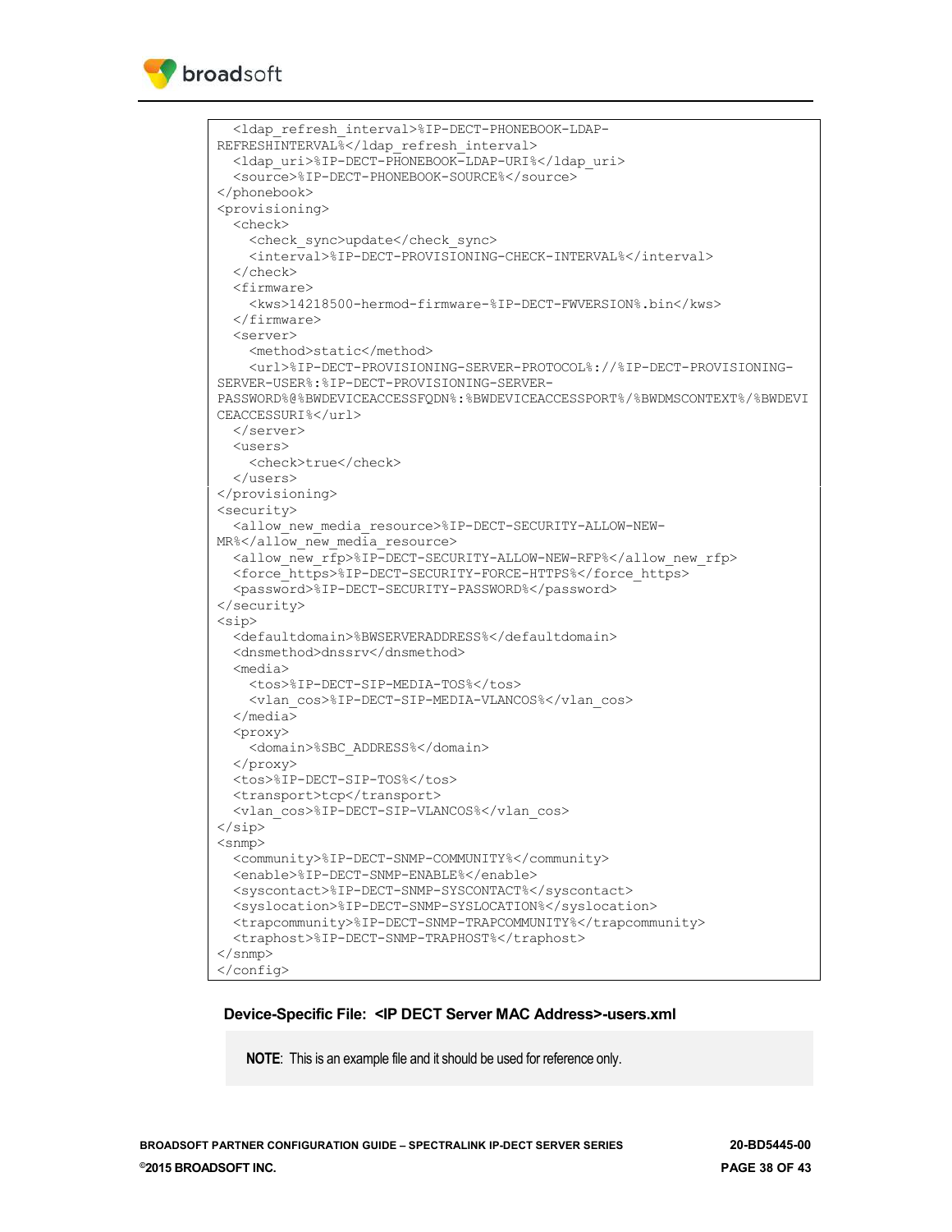```
  <ldap_refresh_interval>%IP-DECT-PHONEBOOK-LDAP-
REFRESHINTERVAL%</ldap_refresh_interval>
  <ldap_uri>%IP-DECT-PHONEBOOK-LDAP-URI%</ldap_uri>
  <source>%IP-DECT-PHONEBOOK-SOURCE%</source>
</phonebook>
<provisioning>
  <check>
    <check_sync>update</check_sync>
    <interval>%IP-DECT-PROVISIONING-CHECK-INTERVAL%</interval>
  </check>
  <firmware>
    <kws>14218500-hermod-firmware-%IP-DECT-FWVERSION%.bin</kws>
  </firmware>
  <server>
    <method>static</method>
    <url>%IP-DECT-PROVISIONING-SERVER-PROTOCOL%://%IP-DECT-PROVISIONING-
SERVER-USER%:%IP-DECT-PROVISIONING-SERVER-
PASSWORD%@%BWDEVICEACCESSFQDN%:%BWDEVICEACCESSPORT%/%BWDMSCONTEXT%/%BWDEVI
CEACCESSURI%</url>
  </server>
  <users>
    <check>true</check>
  </users>
</provisioning>
<security>
  <allow_new_media_resource>%IP-DECT-SECURITY-ALLOW-NEW-
MR%</allow_new_media_resource>
  <allow_new_rfp>%IP-DECT-SECURITY-ALLOW-NEW-RFP%</allow_new_rfp>
  <force_https>%IP-DECT-SECURITY-FORCE-HTTPS%</force_https>
  <password>%IP-DECT-SECURITY-PASSWORD%</password>
</security>
<sip>
  <defaultdomain>%BWSERVERADDRESS%</defaultdomain>
  <dnsmethod>dnssrv</dnsmethod>
  <media>
    <tos>%IP-DECT-SIP-MEDIA-TOS%</tos>
    <vlan_cos>%IP-DECT-SIP-MEDIA-VLANCOS%</vlan_cos>
  </media>
  <proxy>
    <domain>%SBC_ADDRESS%</domain>
  </proxy>
  <tos>%IP-DECT-SIP-TOS%</tos>
  <transport>tcp</transport>
  <vlan_cos>%IP-DECT-SIP-VLANCOS%</vlan_cos>
</sip>
<snmp>
  <community>%IP-DECT-SNMP-COMMUNITY%</community>
  <enable>%IP-DECT-SNMP-ENABLE%</enable>
  <syscontact>%IP-DECT-SNMP-SYSCONTACT%</syscontact>
  <syslocation>%IP-DECT-SNMP-SYSLOCATION%</syslocation>
  <trapcommunity>%IP-DECT-SNMP-TRAPCOMMUNITY%</trapcommunity>
  <traphost>%IP-DECT-SNMP-TRAPHOST%</traphost>
</snmp>
</config>
```

#### Device-Specific File: <IP DECT Server MAC Address>-users.xml

**NOTE**: This is an example file and it should be used for reference only.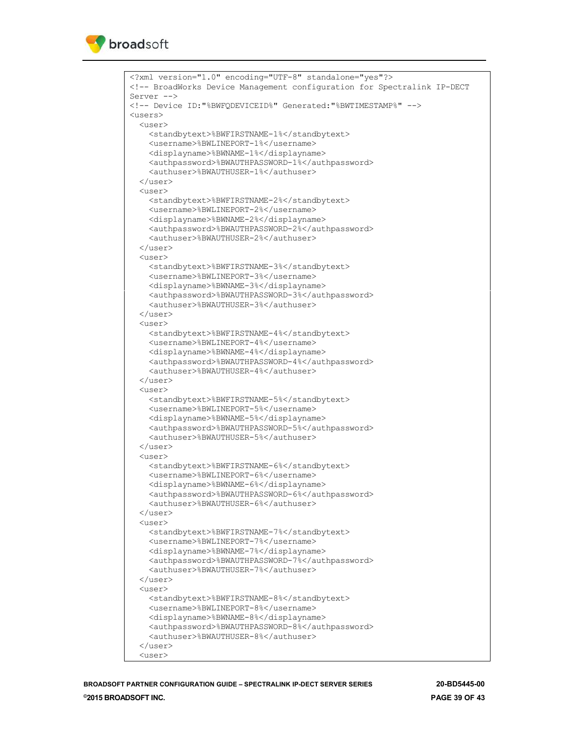```
<?xml version="1.0" encoding="UTF-8" standalone="yes"?>
<!-- BroadWorks Device Management configuration for Spectralink IP-DECT
Server -->
<!-- Device ID:"%BWFQDEVICEID%" Generated:"%BWTIMESTAMP%" -->
<users>
  <user>
    <standbytext>%BWFIRSTNAME-1%</standbytext>
    <username>%BWLINEPORT-1%</username>
    <displayname>%BWNAME-1%</displayname>
    <authpassword>%BWAUTHPASSWORD-1%</authpassword>
    <authuser>%BWAUTHUSER-1%</authuser>
  </user>
  <user>
    <standbytext>%BWFIRSTNAME-2%</standbytext>
    <username>%BWLINEPORT-2%</username>
    <displayname>%BWNAME-2%</displayname>
    <authpassword>%BWAUTHPASSWORD-2%</authpassword>
    <authuser>%BWAUTHUSER-2%</authuser>
  </user>
  <user>
    <standbytext>%BWFIRSTNAME-3%</standbytext>
    <username>%BWLINEPORT-3%</username>
    <displayname>%BWNAME-3%</displayname>
    <authpassword>%BWAUTHPASSWORD-3%</authpassword>
    <authuser>%BWAUTHUSER-3%</authuser>
  </user>
  <user>
    <standbytext>%BWFIRSTNAME-4%</standbytext>
    <username>%BWLINEPORT-4%</username>
    <displayname>%BWNAME-4%</displayname>
    <authpassword>%BWAUTHPASSWORD-4%</authpassword>
    <authuser>%BWAUTHUSER-4%</authuser>
  </user>
  <user>
    <standbytext>%BWFIRSTNAME-5%</standbytext>
    <username>%BWLINEPORT-5%</username>
    <displayname>%BWNAME-5%</displayname>
    <authpassword>%BWAUTHPASSWORD-5%</authpassword>
    <authuser>%BWAUTHUSER-5%</authuser>
  </user>
  <user>
    <standbytext>%BWFIRSTNAME-6%</standbytext>
    <username>%BWLINEPORT-6%</username>
    <displayname>%BWNAME-6%</displayname>
    <authpassword>%BWAUTHPASSWORD-6%</authpassword>
    <authuser>%BWAUTHUSER-6%</authuser>
  </user>
  <user>
    <standbytext>%BWFIRSTNAME-7%</standbytext>
    <username>%BWLINEPORT-7%</username>
    <displayname>%BWNAME-7%</displayname>
    <authpassword>%BWAUTHPASSWORD-7%</authpassword>
    <authuser>%BWAUTHUSER-7%</authuser>
  </user>
  <user>
    <standbytext>%BWFIRSTNAME-8%</standbytext>
    <username>%BWLINEPORT-8%</username>
    <displayname>%BWNAME-8%</displayname>
    <authpassword>%BWAUTHPASSWORD-8%</authpassword>
    <authuser>%BWAUTHUSER-8%</authuser>
  </user>
  <user>
```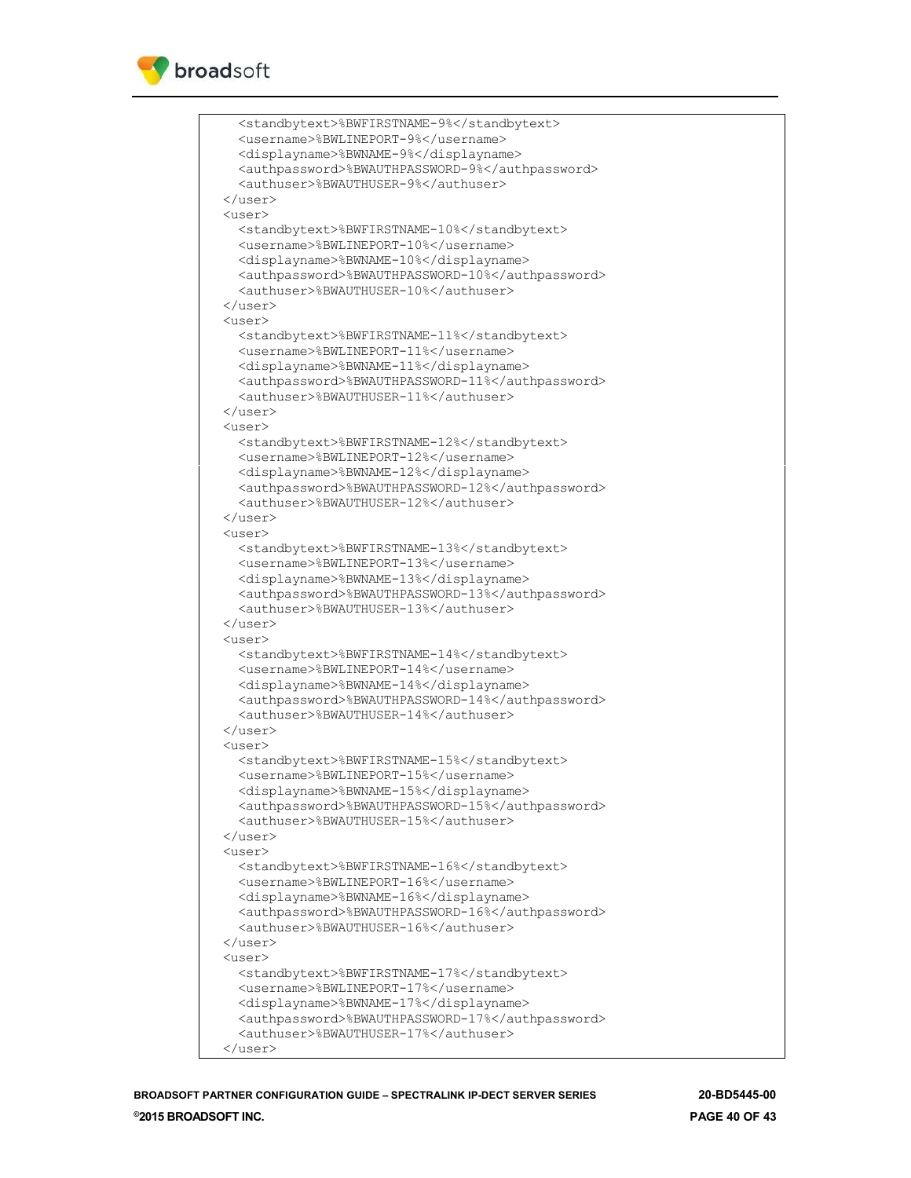```
    <standbytext>%BWFIRSTNAME-9%</standbytext>
    <username>%BWLINEPORT-9%</username>
    <displayname>%BWNAME-9%</displayname>
    <authpassword>%BWAUTHPASSWORD-9%</authpassword>
    <authuser>%BWAUTHUSER-9%</authuser>
  </user>
  <user>
    <standbytext>%BWFIRSTNAME-10%</standbytext>
    <username>%BWLINEPORT-10%</username>
    <displayname>%BWNAME-10%</displayname>
    <authpassword>%BWAUTHPASSWORD-10%</authpassword>
    <authuser>%BWAUTHUSER-10%</authuser>
  </user>
  <user>
    <standbytext>%BWFIRSTNAME-11%</standbytext>
    <username>%BWLINEPORT-11%</username>
    <displayname>%BWNAME-11%</displayname>
    <authpassword>%BWAUTHPASSWORD-11%</authpassword>
    <authuser>%BWAUTHUSER-11%</authuser>
  </user>
  <user>
    <standbytext>%BWFIRSTNAME-12%</standbytext>
    <username>%BWLINEPORT-12%</username>
    <displayname>%BWNAME-12%</displayname>
    <authpassword>%BWAUTHPASSWORD-12%</authpassword>
    <authuser>%BWAUTHUSER-12%</authuser>
  </user>
  <user>
    <standbytext>%BWFIRSTNAME-13%</standbytext>
    <username>%BWLINEPORT-13%</username>
    <displayname>%BWNAME-13%</displayname>
    <authpassword>%BWAUTHPASSWORD-13%</authpassword>
    <authuser>%BWAUTHUSER-13%</authuser>
  </user>
  <user>
    <standbytext>%BWFIRSTNAME-14%</standbytext>
    <username>%BWLINEPORT-14%</username>
    <displayname>%BWNAME-14%</displayname>
    <authpassword>%BWAUTHPASSWORD-14%</authpassword>
    <authuser>%BWAUTHUSER-14%</authuser>
  </user>
  <user>
    <standbytext>%BWFIRSTNAME-15%</standbytext>
    <username>%BWLINEPORT-15%</username>
    <displayname>%BWNAME-15%</displayname>
    <authpassword>%BWAUTHPASSWORD-15%</authpassword>
    <authuser>%BWAUTHUSER-15%</authuser>
  </user>
  <user>
    <standbytext>%BWFIRSTNAME-16%</standbytext>
    <username>%BWLINEPORT-16%</username>
    <displayname>%BWNAME-16%</displayname>
    <authpassword>%BWAUTHPASSWORD-16%</authpassword>
    <authuser>%BWAUTHUSER-16%</authuser>
  </user>
  <user>
    <standbytext>%BWFIRSTNAME-17%</standbytext>
    <username>%BWLINEPORT-17%</username>
    <displayname>%BWNAME-17%</displayname>
    <authpassword>%BWAUTHPASSWORD-17%</authpassword>
    <authuser>%BWAUTHUSER-17%</authuser>
  </user>
```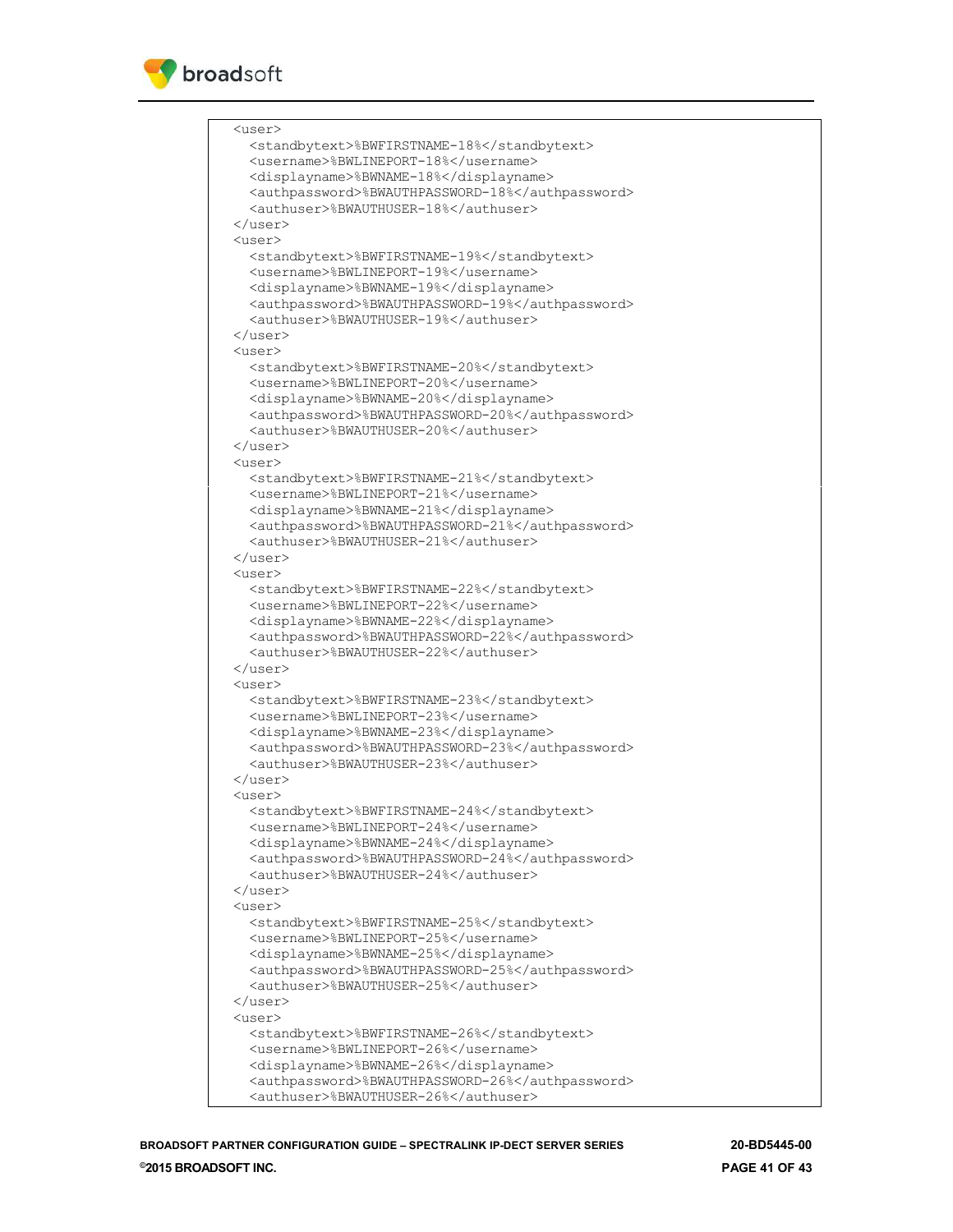```
<user>
  <standbytext>%BWFIRSTNAME-18%</standbytext>
  <username>%BWLINEPORT-18%</username>
  <displayname>%BWNAME-18%</displayname>
  <authpassword>%BWAUTHPASSWORD-18%</authpassword>
  <authuser>%BWAUTHUSER-18%</authuser>
</user>
<user>
  <standbytext>%BWFIRSTNAME-19%</standbytext>
  <username>%BWLINEPORT-19%</username>
  <displayname>%BWNAME-19%</displayname>
  <authpassword>%BWAUTHPASSWORD-19%</authpassword>
  <authuser>%BWAUTHUSER-19%</authuser>
</user>
<user>
  <standbytext>%BWFIRSTNAME-20%</standbytext>
  <username>%BWLINEPORT-20%</username>
  <displayname>%BWNAME-20%</displayname>
  <authpassword>%BWAUTHPASSWORD-20%</authpassword>
  <authuser>%BWAUTHUSER-20%</authuser>
</user>
<user>
  <standbytext>%BWFIRSTNAME-21%</standbytext>
  <username>%BWLINEPORT-21%</username>
  <displayname>%BWNAME-21%</displayname>
  <authpassword>%BWAUTHPASSWORD-21%</authpassword>
  <authuser>%BWAUTHUSER-21%</authuser>
</user>
<user>
  <standbytext>%BWFIRSTNAME-22%</standbytext>
  <username>%BWLINEPORT-22%</username>
  <displayname>%BWNAME-22%</displayname>
  <authpassword>%BWAUTHPASSWORD-22%</authpassword>
  <authuser>%BWAUTHUSER-22%</authuser>
</user>
<user>
  <standbytext>%BWFIRSTNAME-23%</standbytext>
  <username>%BWLINEPORT-23%</username>
  <displayname>%BWNAME-23%</displayname>
  <authpassword>%BWAUTHPASSWORD-23%</authpassword>
  <authuser>%BWAUTHUSER-23%</authuser>
</user>
<user>
  <standbytext>%BWFIRSTNAME-24%</standbytext>
  <username>%BWLINEPORT-24%</username>
  <displayname>%BWNAME-24%</displayname>
  <authpassword>%BWAUTHPASSWORD-24%</authpassword>
  <authuser>%BWAUTHUSER-24%</authuser>
</user>
<user>
  <standbytext>%BWFIRSTNAME-25%</standbytext>
  <username>%BWLINEPORT-25%</username>
  <displayname>%BWNAME-25%</displayname>
  <authpassword>%BWAUTHPASSWORD-25%</authpassword>
  <authuser>%BWAUTHUSER-25%</authuser>
</user>
<user>
  <standbytext>%BWFIRSTNAME-26%</standbytext>
  <username>%BWLINEPORT-26%</username>
  <displayname>%BWNAME-26%</displayname>
  <authpassword>%BWAUTHPASSWORD-26%</authpassword>
  <authuser>%BWAUTHUSER-26%</authuser>
```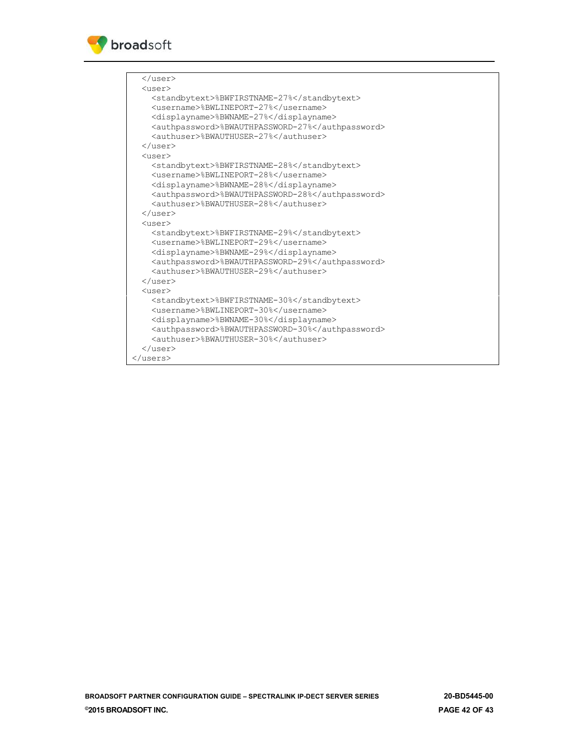```
  </user>
  <user>
    <standbytext>%BWFIRSTNAME-27%</standbytext>
    <username>%BWLINEPORT-27%</username>
    <displayname>%BWNAME-27%</displayname>
    <authpassword>%BWAUTHPASSWORD-27%</authpassword>
    <authuser>%BWAUTHUSER-27%</authuser>
  </user>
  <user>
    <standbytext>%BWFIRSTNAME-28%</standbytext>
    <username>%BWLINEPORT-28%</username>
    <displayname>%BWNAME-28%</displayname>
    <authpassword>%BWAUTHPASSWORD-28%</authpassword>
    <authuser>%BWAUTHUSER-28%</authuser>
  </user>
  <user>
    <standbytext>%BWFIRSTNAME-29%</standbytext>
    <username>%BWLINEPORT-29%</username>
    <displayname>%BWNAME-29%</displayname>
    <authpassword>%BWAUTHPASSWORD-29%</authpassword>
    <authuser>%BWAUTHUSER-29%</authuser>
  </user>
  <user>
    <standbytext>%BWFIRSTNAME-30%</standbytext>
    <username>%BWLINEPORT-30%</username>
    <displayname>%BWNAME-30%</displayname>
    <authpassword>%BWAUTHPASSWORD-30%</authpassword>
    <authuser>%BWAUTHUSER-30%</authuser>
  </user>
</users>
```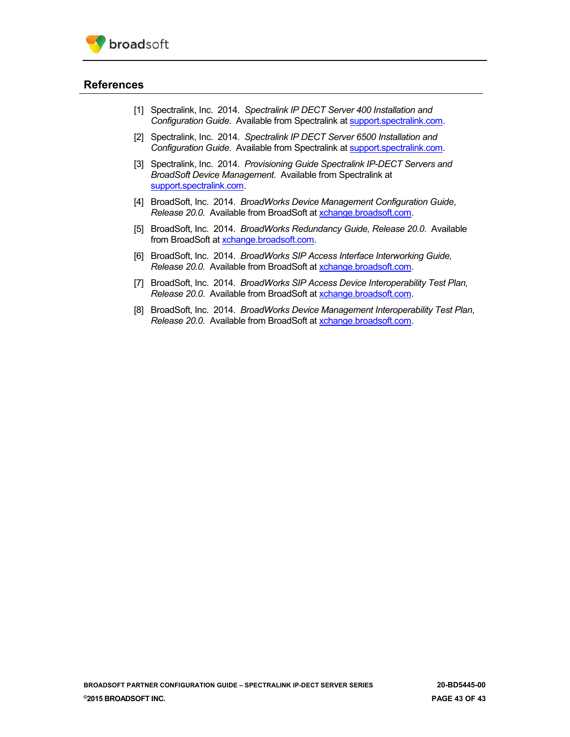# References

[1] Spectralink, Inc. 2014. *Spectralink IP DECT Server 400 Installation and Configuration Guide*. Available from Spectralink at support.spectralink.com.

[2] Spectralink, Inc. 2014. *Spectralink IP DECT Server 6500 Installation and Configuration Guide*. Available from Spectralink at support.spectralink.com.

[3] Spectralink, Inc. 2014. *Provisioning Guide Spectralink IP-DECT Servers and BroadSoft Device Management.* Available from Spectralink at support.spectralink.com.

[4] BroadSoft, Inc. 2014. *BroadWorks Device Management Configuration Guide*, *Release 20.0*. Available from BroadSoft at xchange.broadsoft.com.

[5] BroadSoft, Inc. 2014. *BroadWorks Redundancy Guide, Release 20.0*. Available from BroadSoft at xchange.broadsoft.com.

[6] BroadSoft, Inc. 2014. *BroadWorks SIP Access Interface Interworking Guide, Release 20.0.* Available from BroadSoft at xchange.broadsoft.com.

[7] BroadSoft, Inc. 2014. *BroadWorks SIP Access Device Interoperability Test Plan, Release 20.0*. Available from BroadSoft at xchange.broadsoft.com.

[8] BroadSoft, Inc. 2014. *BroadWorks Device Management Interoperability Test Plan*, *Release 20.0*. Available from BroadSoft at xchange.broadsoft.com.